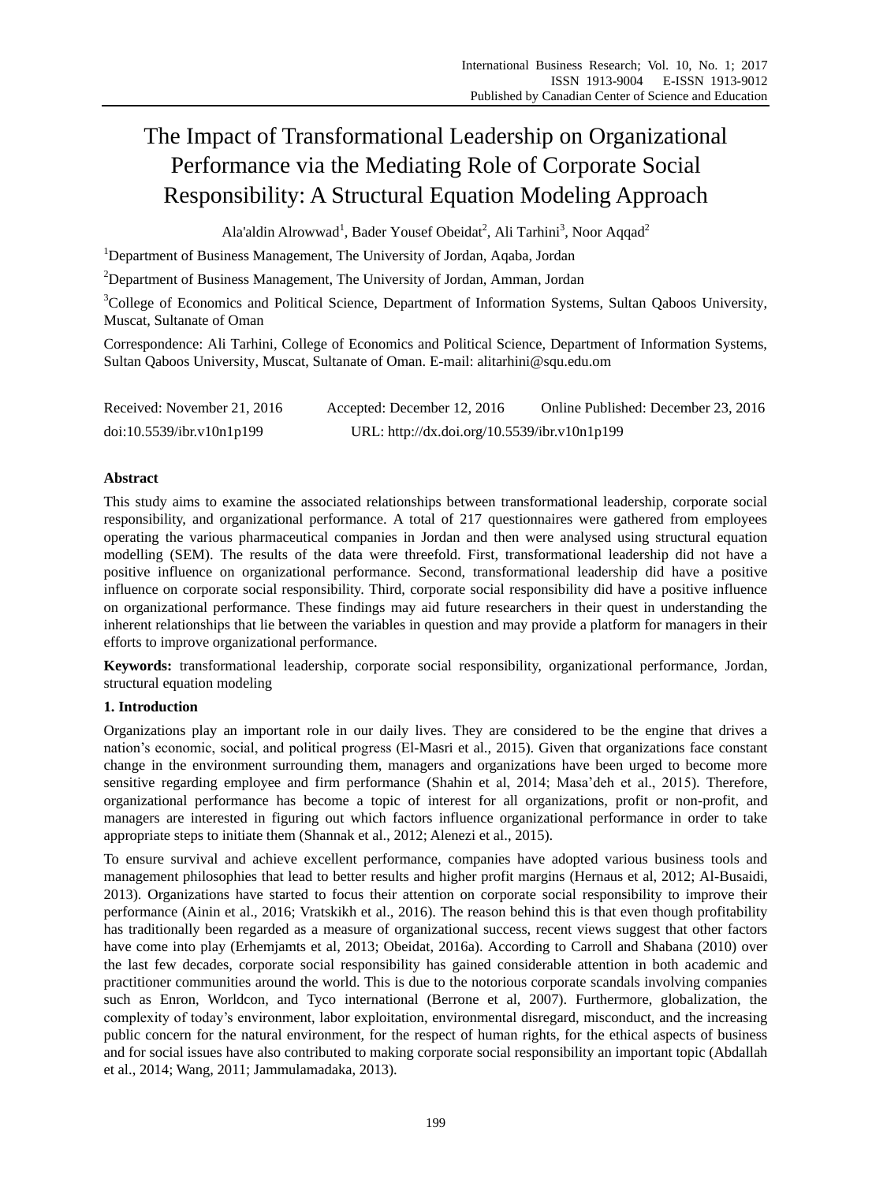# The Impact of Transformational Leadership on Organizational Performance via the Mediating Role of Corporate Social Responsibility: A Structural Equation Modeling Approach

Ala'aldin Alrowwad[1], Bader Yousef Obeidat[2], Ali Tarhini[3], Noor Aqqad[2]

[1]Department of Business Management, The University of Jordan, Aqaba, Jordan

[2]Department of Business Management, The University of Jordan, Amman, Jordan

[3]College of Economics and Political Science, Department of Information Systems, Sultan Qaboos University, Muscat, Sultanate of Oman

Correspondence: Ali Tarhini, College of Economics and Political Science, Department of Information Systems, Sultan Qaboos University, Muscat, Sultanate of Oman. E-mail: alitarhini@squ.edu.om

Received: November 21, 2016 Accepted: December 12, 2016 Online Published: December 23, 2016

doi:10.5539/ibr.v10n1p199 URL: http://dx.doi.org/10.5539/ibr.v10n1p199

## Abstract

This study aims to examine the associated relationships between transformational leadership, corporate social responsibility, and organizational performance. A total of 217 questionnaires were gathered from employees operating the various pharmaceutical companies in Jordan and then were analysed using structural equation modelling (SEM). The results of the data were threefold. First, transformational leadership did not have a positive influence on organizational performance. Second, transformational leadership did have a positive influence on corporate social responsibility. Third, corporate social responsibility did have a positive influence on organizational performance. These findings may aid future researchers in their quest in understanding the inherent relationships that lie between the variables in question and may provide a platform for managers in their efforts to improve organizational performance.

**Keywords:** transformational leadership, corporate social responsibility, organizational performance, Jordan, structural equation modeling

## 1. Introduction

Organizations play an important role in our daily lives. They are considered to be the engine that drives a nation's economic, social, and political progress (El-Masri et al., 2015). Given that organizations face constant change in the environment surrounding them, managers and organizations have been urged to become more sensitive regarding employee and firm performance (Shahin et al, 2014; Masa'deh et al., 2015). Therefore, organizational performance has become a topic of interest for all organizations, profit or non-profit, and managers are interested in figuring out which factors influence organizational performance in order to take appropriate steps to initiate them (Shannak et al., 2012; Alenezi et al., 2015).

To ensure survival and achieve excellent performance, companies have adopted various business tools and management philosophies that lead to better results and higher profit margins (Hernaus et al, 2012; Al-Busaidi, 2013). Organizations have started to focus their attention on corporate social responsibility to improve their performance (Ainin et al., 2016; Vratskikh et al., 2016). The reason behind this is that even though profitability has traditionally been regarded as a measure of organizational success, recent views suggest that other factors have come into play (Erhemjamts et al, 2013; Obeidat, 2016a). According to Carroll and Shabana (2010) over the last few decades, corporate social responsibility has gained considerable attention in both academic and practitioner communities around the world. This is due to the notorious corporate scandals involving companies such as Enron, Worldcon, and Tyco international (Berrone et al, 2007). Furthermore, globalization, the complexity of today's environment, labor exploitation, environmental disregard, misconduct, and the increasing public concern for the natural environment, for the respect of human rights, for the ethical aspects of business and for social issues have also contributed to making corporate social responsibility an important topic (Abdallah et al., 2014; Wang, 2011; Jammulamadaka, 2013).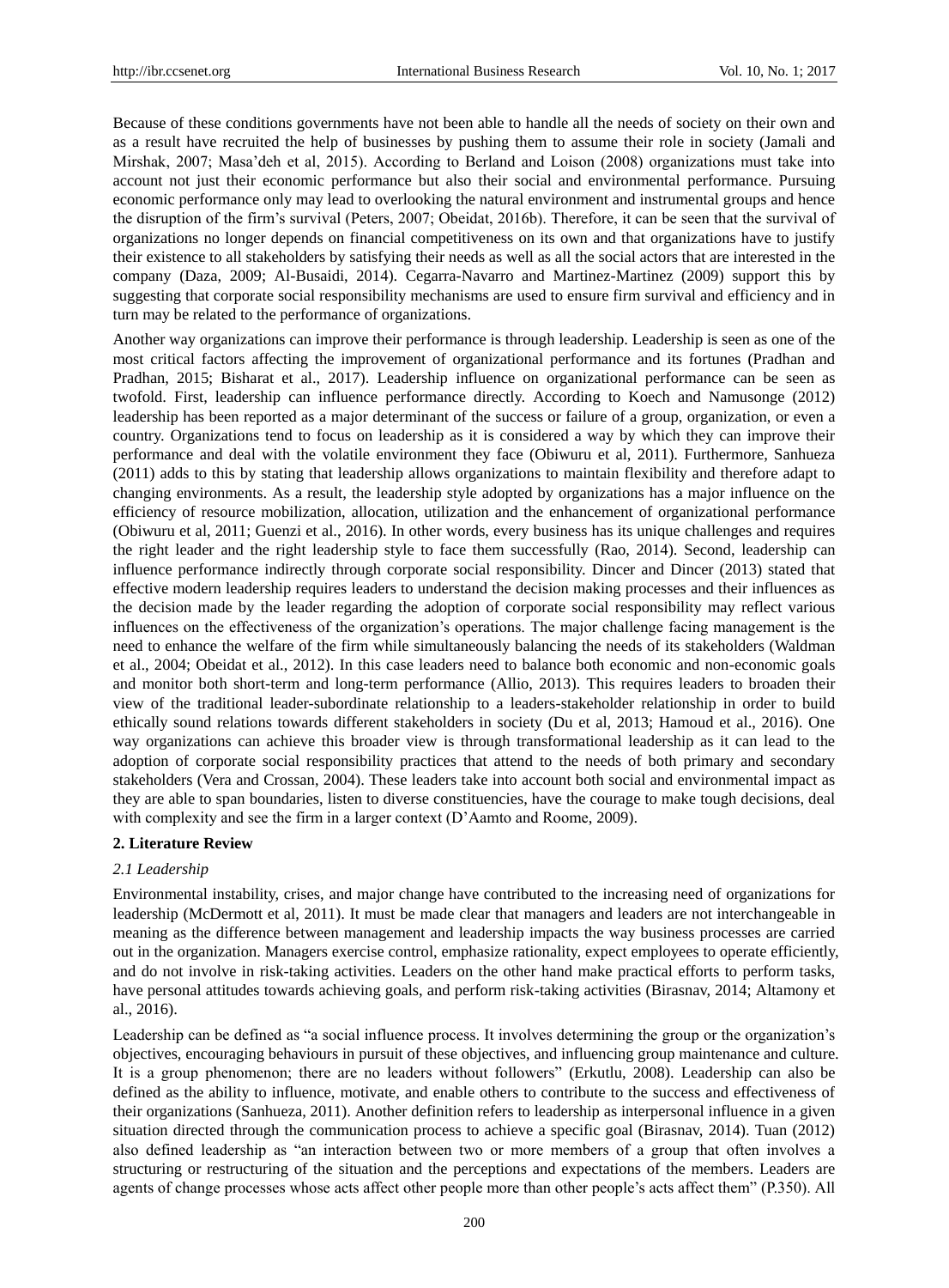Because of these conditions governments have not been able to handle all the needs of society on their own and as a result have recruited the help of businesses by pushing them to assume their role in society (Jamali and Mirshak, 2007; Masa'deh et al, 2015). According to Berland and Loison (2008) organizations must take into account not just their economic performance but also their social and environmental performance. Pursuing economic performance only may lead to overlooking the natural environment and instrumental groups and hence the disruption of the firm's survival (Peters, 2007; Obeidat, 2016b). Therefore, it can be seen that the survival of organizations no longer depends on financial competitiveness on its own and that organizations have to justify their existence to all stakeholders by satisfying their needs as well as all the social actors that are interested in the company (Daza, 2009; Al-Busaidi, 2014). Cegarra-Navarro and Martinez-Martinez (2009) support this by suggesting that corporate social responsibility mechanisms are used to ensure firm survival and efficiency and in turn may be related to the performance of organizations.

Another way organizations can improve their performance is through leadership. Leadership is seen as one of the most critical factors affecting the improvement of organizational performance and its fortunes (Pradhan and Pradhan, 2015; Bisharat et al., 2017). Leadership influence on organizational performance can be seen as twofold. First, leadership can influence performance directly. According to Koech and Namusonge (2012) leadership has been reported as a major determinant of the success or failure of a group, organization, or even a country. Organizations tend to focus on leadership as it is considered a way by which they can improve their performance and deal with the volatile environment they face (Obiwuru et al, 2011). Furthermore, Sanhueza (2011) adds to this by stating that leadership allows organizations to maintain flexibility and therefore adapt to changing environments. As a result, the leadership style adopted by organizations has a major influence on the efficiency of resource mobilization, allocation, utilization and the enhancement of organizational performance (Obiwuru et al, 2011; Guenzi et al., 2016). In other words, every business has its unique challenges and requires the right leader and the right leadership style to face them successfully (Rao, 2014). Second, leadership can influence performance indirectly through corporate social responsibility. Dincer and Dincer (2013) stated that effective modern leadership requires leaders to understand the decision making processes and their influences as the decision made by the leader regarding the adoption of corporate social responsibility may reflect various influences on the effectiveness of the organization's operations. The major challenge facing management is the need to enhance the welfare of the firm while simultaneously balancing the needs of its stakeholders (Waldman et al., 2004; Obeidat et al., 2012). In this case leaders need to balance both economic and non-economic goals and monitor both short-term and long-term performance (Allio, 2013). This requires leaders to broaden their view of the traditional leader-subordinate relationship to a leaders-stakeholder relationship in order to build ethically sound relations towards different stakeholders in society (Du et al, 2013; Hamoud et al., 2016). One way organizations can achieve this broader view is through transformational leadership as it can lead to the adoption of corporate social responsibility practices that attend to the needs of both primary and secondary stakeholders (Vera and Crossan, 2004). These leaders take into account both social and environmental impact as they are able to span boundaries, listen to diverse constituencies, have the courage to make tough decisions, deal with complexity and see the firm in a larger context (D'Aamto and Roome, 2009).

## 2. Literature Review

### *2.1 Leadership*

Environmental instability, crises, and major change have contributed to the increasing need of organizations for leadership (McDermott et al, 2011). It must be made clear that managers and leaders are not interchangeable in meaning as the difference between management and leadership impacts the way business processes are carried out in the organization. Managers exercise control, emphasize rationality, expect employees to operate efficiently, and do not involve in risk-taking activities. Leaders on the other hand make practical efforts to perform tasks, have personal attitudes towards achieving goals, and perform risk-taking activities (Birasnav, 2014; Altamony et al., 2016).

Leadership can be defined as "a social influence process. It involves determining the group or the organization's objectives, encouraging behaviours in pursuit of these objectives, and influencing group maintenance and culture. It is a group phenomenon; there are no leaders without followers" (Erkutlu, 2008). Leadership can also be defined as the ability to influence, motivate, and enable others to contribute to the success and effectiveness of their organizations (Sanhueza, 2011). Another definition refers to leadership as interpersonal influence in a given situation directed through the communication process to achieve a specific goal (Birasnav, 2014). Tuan (2012) also defined leadership as "an interaction between two or more members of a group that often involves a structuring or restructuring of the situation and the perceptions and expectations of the members. Leaders are agents of change processes whose acts affect other people more than other people's acts affect them" (P.350). All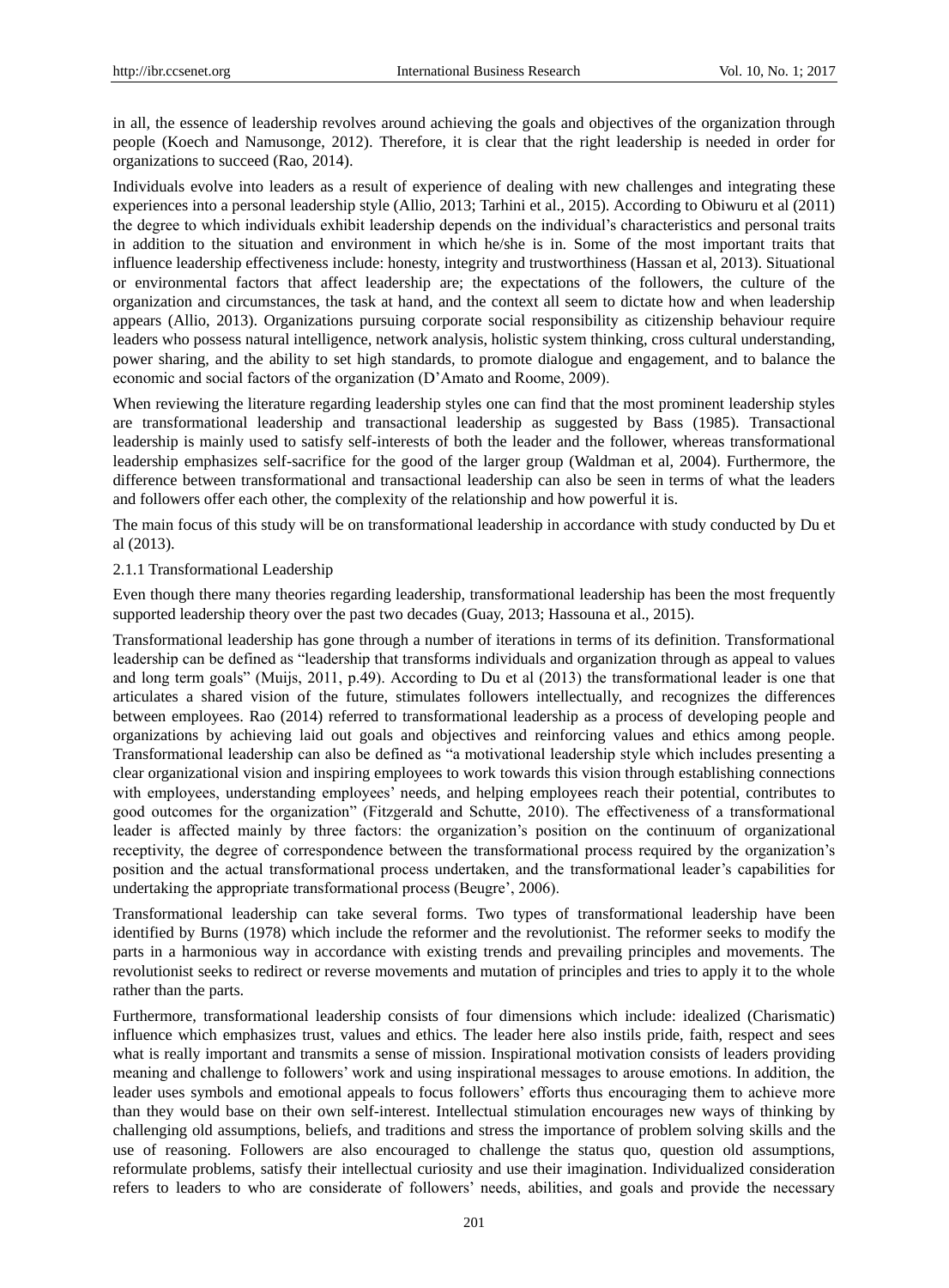in all, the essence of leadership revolves around achieving the goals and objectives of the organization through people (Koech and Namusonge, 2012). Therefore, it is clear that the right leadership is needed in order for organizations to succeed (Rao, 2014).

Individuals evolve into leaders as a result of experience of dealing with new challenges and integrating these experiences into a personal leadership style (Allio, 2013; Tarhini et al., 2015). According to Obiwuru et al (2011) the degree to which individuals exhibit leadership depends on the individual's characteristics and personal traits in addition to the situation and environment in which he/she is in. Some of the most important traits that influence leadership effectiveness include: honesty, integrity and trustworthiness (Hassan et al, 2013). Situational or environmental factors that affect leadership are; the expectations of the followers, the culture of the organization and circumstances, the task at hand, and the context all seem to dictate how and when leadership appears (Allio, 2013). Organizations pursuing corporate social responsibility as citizenship behaviour require leaders who possess natural intelligence, network analysis, holistic system thinking, cross cultural understanding, power sharing, and the ability to set high standards, to promote dialogue and engagement, and to balance the economic and social factors of the organization (D'Amato and Roome, 2009).

When reviewing the literature regarding leadership styles one can find that the most prominent leadership styles are transformational leadership and transactional leadership as suggested by Bass (1985). Transactional leadership is mainly used to satisfy self-interests of both the leader and the follower, whereas transformational leadership emphasizes self-sacrifice for the good of the larger group (Waldman et al, 2004). Furthermore, the difference between transformational and transactional leadership can also be seen in terms of what the leaders and followers offer each other, the complexity of the relationship and how powerful it is.

The main focus of this study will be on transformational leadership in accordance with study conducted by Du et al (2013).

### 2.1.1 Transformational Leadership

Even though there many theories regarding leadership, transformational leadership has been the most frequently supported leadership theory over the past two decades (Guay, 2013; Hassouna et al., 2015).

Transformational leadership has gone through a number of iterations in terms of its definition. Transformational leadership can be defined as "leadership that transforms individuals and organization through as appeal to values and long term goals" (Muijs, 2011, p.49). According to Du et al (2013) the transformational leader is one that articulates a shared vision of the future, stimulates followers intellectually, and recognizes the differences between employees. Rao (2014) referred to transformational leadership as a process of developing people and organizations by achieving laid out goals and objectives and reinforcing values and ethics among people. Transformational leadership can also be defined as "a motivational leadership style which includes presenting a clear organizational vision and inspiring employees to work towards this vision through establishing connections with employees, understanding employees' needs, and helping employees reach their potential, contributes to good outcomes for the organization" (Fitzgerald and Schutte, 2010). The effectiveness of a transformational leader is affected mainly by three factors: the organization's position on the continuum of organizational receptivity, the degree of correspondence between the transformational process required by the organization's position and the actual transformational process undertaken, and the transformational leader's capabilities for undertaking the appropriate transformational process (Beugre', 2006).

Transformational leadership can take several forms. Two types of transformational leadership have been identified by Burns (1978) which include the reformer and the revolutionist. The reformer seeks to modify the parts in a harmonious way in accordance with existing trends and prevailing principles and movements. The revolutionist seeks to redirect or reverse movements and mutation of principles and tries to apply it to the whole rather than the parts.

Furthermore, transformational leadership consists of four dimensions which include: idealized (Charismatic) influence which emphasizes trust, values and ethics. The leader here also instils pride, faith, respect and sees what is really important and transmits a sense of mission. Inspirational motivation consists of leaders providing meaning and challenge to followers' work and using inspirational messages to arouse emotions. In addition, the leader uses symbols and emotional appeals to focus followers' efforts thus encouraging them to achieve more than they would base on their own self-interest. Intellectual stimulation encourages new ways of thinking by challenging old assumptions, beliefs, and traditions and stress the importance of problem solving skills and the use of reasoning. Followers are also encouraged to challenge the status quo, question old assumptions, reformulate problems, satisfy their intellectual curiosity and use their imagination. Individualized consideration refers to leaders to who are considerate of followers' needs, abilities, and goals and provide the necessary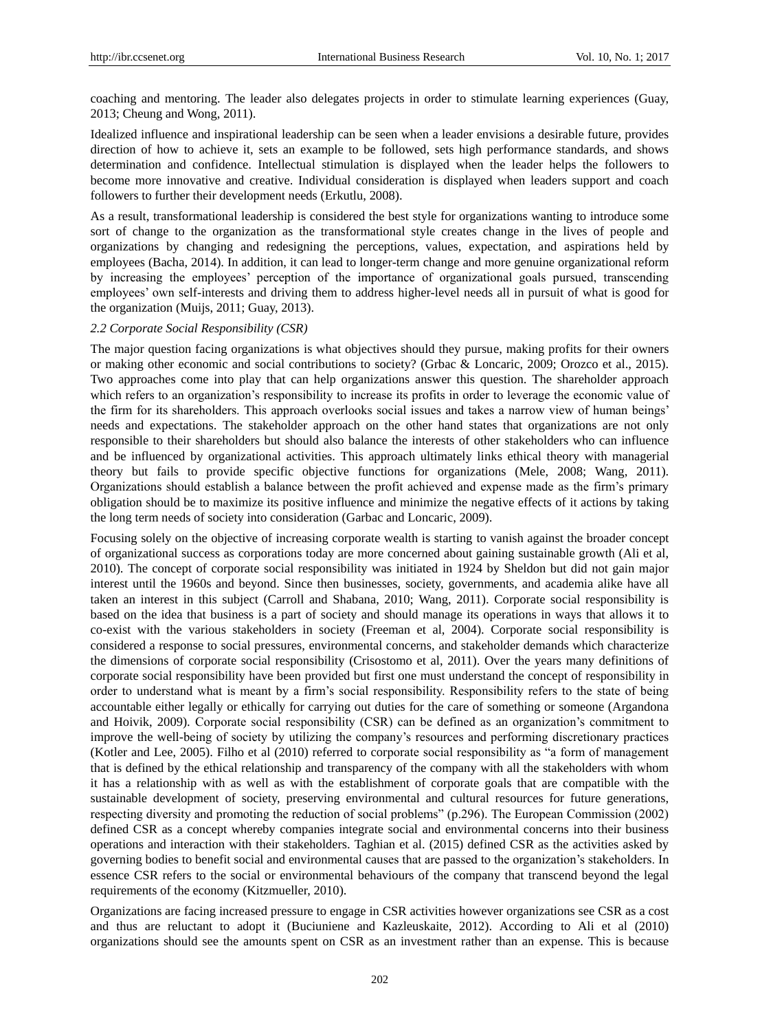coaching and mentoring. The leader also delegates projects in order to stimulate learning experiences (Guay, 2013; Cheung and Wong, 2011).

Idealized influence and inspirational leadership can be seen when a leader envisions a desirable future, provides direction of how to achieve it, sets an example to be followed, sets high performance standards, and shows determination and confidence. Intellectual stimulation is displayed when the leader helps the followers to become more innovative and creative. Individual consideration is displayed when leaders support and coach followers to further their development needs (Erkutlu, 2008).

As a result, transformational leadership is considered the best style for organizations wanting to introduce some sort of change to the organization as the transformational style creates change in the lives of people and organizations by changing and redesigning the perceptions, values, expectation, and aspirations held by employees (Bacha, 2014). In addition, it can lead to longer-term change and more genuine organizational reform by increasing the employees' perception of the importance of organizational goals pursued, transcending employees' own self-interests and driving them to address higher-level needs all in pursuit of what is good for the organization (Muijs, 2011; Guay, 2013).

### *2.2 Corporate Social Responsibility (CSR)*

The major question facing organizations is what objectives should they pursue, making profits for their owners or making other economic and social contributions to society? (Grbac & Loncaric, 2009; Orozco et al., 2015). Two approaches come into play that can help organizations answer this question. The shareholder approach which refers to an organization's responsibility to increase its profits in order to leverage the economic value of the firm for its shareholders. This approach overlooks social issues and takes a narrow view of human beings' needs and expectations. The stakeholder approach on the other hand states that organizations are not only responsible to their shareholders but should also balance the interests of other stakeholders who can influence and be influenced by organizational activities. This approach ultimately links ethical theory with managerial theory but fails to provide specific objective functions for organizations (Mele, 2008; Wang, 2011). Organizations should establish a balance between the profit achieved and expense made as the firm's primary obligation should be to maximize its positive influence and minimize the negative effects of it actions by taking the long term needs of society into consideration (Garbac and Loncaric, 2009).

Focusing solely on the objective of increasing corporate wealth is starting to vanish against the broader concept of organizational success as corporations today are more concerned about gaining sustainable growth (Ali et al, 2010). The concept of corporate social responsibility was initiated in 1924 by Sheldon but did not gain major interest until the 1960s and beyond. Since then businesses, society, governments, and academia alike have all taken an interest in this subject (Carroll and Shabana, 2010; Wang, 2011). Corporate social responsibility is based on the idea that business is a part of society and should manage its operations in ways that allows it to co-exist with the various stakeholders in society (Freeman et al, 2004). Corporate social responsibility is considered a response to social pressures, environmental concerns, and stakeholder demands which characterize the dimensions of corporate social responsibility (Crisostomo et al, 2011). Over the years many definitions of corporate social responsibility have been provided but first one must understand the concept of responsibility in order to understand what is meant by a firm's social responsibility. Responsibility refers to the state of being accountable either legally or ethically for carrying out duties for the care of something or someone (Argandona and Hoivik, 2009). Corporate social responsibility (CSR) can be defined as an organization's commitment to improve the well-being of society by utilizing the company's resources and performing discretionary practices (Kotler and Lee, 2005). Filho et al (2010) referred to corporate social responsibility as "a form of management that is defined by the ethical relationship and transparency of the company with all the stakeholders with whom it has a relationship with as well as with the establishment of corporate goals that are compatible with the sustainable development of society, preserving environmental and cultural resources for future generations, respecting diversity and promoting the reduction of social problems" (p.296). The European Commission (2002) defined CSR as a concept whereby companies integrate social and environmental concerns into their business operations and interaction with their stakeholders. Taghian et al. (2015) defined CSR as the activities asked by governing bodies to benefit social and environmental causes that are passed to the organization's stakeholders. In essence CSR refers to the social or environmental behaviours of the company that transcend beyond the legal requirements of the economy (Kitzmueller, 2010).

Organizations are facing increased pressure to engage in CSR activities however organizations see CSR as a cost and thus are reluctant to adopt it (Buciuniene and Kazleuskaite, 2012). According to Ali et al (2010) organizations should see the amounts spent on CSR as an investment rather than an expense. This is because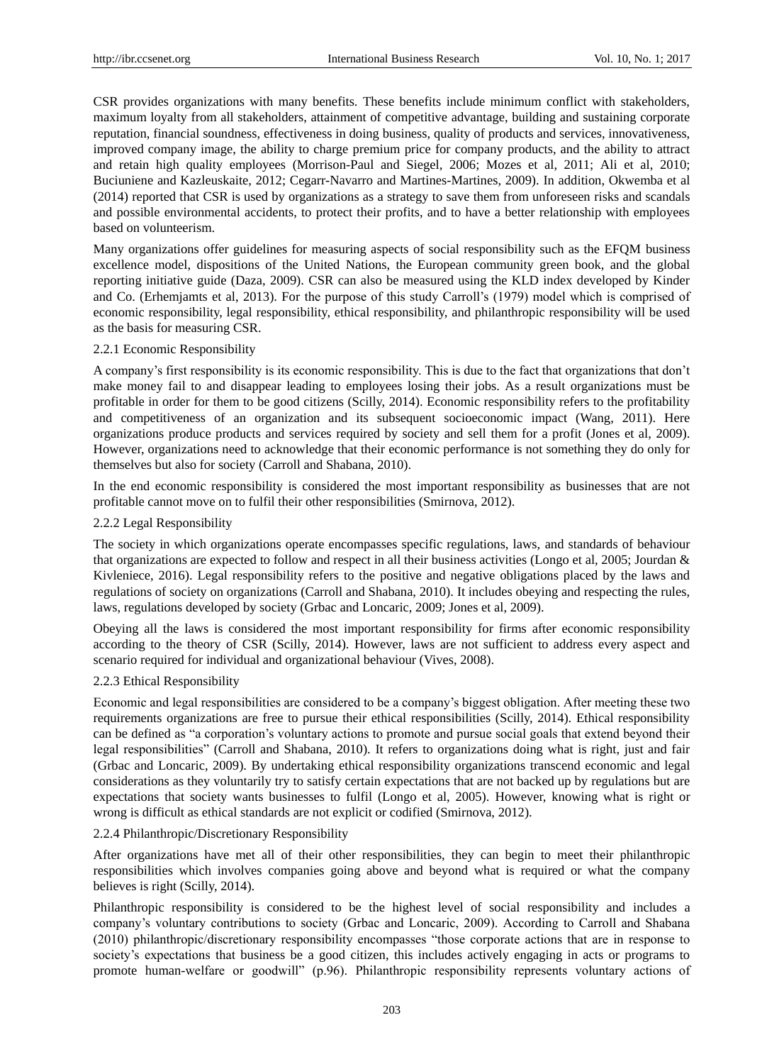CSR provides organizations with many benefits. These benefits include minimum conflict with stakeholders, maximum loyalty from all stakeholders, attainment of competitive advantage, building and sustaining corporate reputation, financial soundness, effectiveness in doing business, quality of products and services, innovativeness, improved company image, the ability to charge premium price for company products, and the ability to attract and retain high quality employees (Morrison-Paul and Siegel, 2006; Mozes et al, 2011; Ali et al, 2010; Buciuniene and Kazleuskaite, 2012; Cegarr-Navarro and Martines-Martines, 2009). In addition, Okwemba et al (2014) reported that CSR is used by organizations as a strategy to save them from unforeseen risks and scandals and possible environmental accidents, to protect their profits, and to have a better relationship with employees based on volunteerism.

Many organizations offer guidelines for measuring aspects of social responsibility such as the EFQM business excellence model, dispositions of the United Nations, the European community green book, and the global reporting initiative guide (Daza, 2009). CSR can also be measured using the KLD index developed by Kinder and Co. (Erhemjamts et al, 2013). For the purpose of this study Carroll's (1979) model which is comprised of economic responsibility, legal responsibility, ethical responsibility, and philanthropic responsibility will be used as the basis for measuring CSR.

#### 2.2.1 Economic Responsibility

A company's first responsibility is its economic responsibility. This is due to the fact that organizations that don't make money fail to and disappear leading to employees losing their jobs. As a result organizations must be profitable in order for them to be good citizens (Scilly, 2014). Economic responsibility refers to the profitability and competitiveness of an organization and its subsequent socioeconomic impact (Wang, 2011). Here organizations produce products and services required by society and sell them for a profit (Jones et al, 2009). However, organizations need to acknowledge that their economic performance is not something they do only for themselves but also for society (Carroll and Shabana, 2010).

In the end economic responsibility is considered the most important responsibility as businesses that are not profitable cannot move on to fulfil their other responsibilities (Smirnova, 2012).

#### 2.2.2 Legal Responsibility

The society in which organizations operate encompasses specific regulations, laws, and standards of behaviour that organizations are expected to follow and respect in all their business activities (Longo et al, 2005; Jourdan & Kivleniece, 2016). Legal responsibility refers to the positive and negative obligations placed by the laws and regulations of society on organizations (Carroll and Shabana, 2010). It includes obeying and respecting the rules, laws, regulations developed by society (Grbac and Loncaric, 2009; Jones et al, 2009).

Obeying all the laws is considered the most important responsibility for firms after economic responsibility according to the theory of CSR (Scilly, 2014). However, laws are not sufficient to address every aspect and scenario required for individual and organizational behaviour (Vives, 2008).

#### 2.2.3 Ethical Responsibility

Economic and legal responsibilities are considered to be a company's biggest obligation. After meeting these two requirements organizations are free to pursue their ethical responsibilities (Scilly, 2014). Ethical responsibility can be defined as "a corporation's voluntary actions to promote and pursue social goals that extend beyond their legal responsibilities" (Carroll and Shabana, 2010). It refers to organizations doing what is right, just and fair (Grbac and Loncaric, 2009). By undertaking ethical responsibility organizations transcend economic and legal considerations as they voluntarily try to satisfy certain expectations that are not backed up by regulations but are expectations that society wants businesses to fulfil (Longo et al, 2005). However, knowing what is right or wrong is difficult as ethical standards are not explicit or codified (Smirnova, 2012).

#### 2.2.4 Philanthropic/Discretionary Responsibility

After organizations have met all of their other responsibilities, they can begin to meet their philanthropic responsibilities which involves companies going above and beyond what is required or what the company believes is right (Scilly, 2014).

Philanthropic responsibility is considered to be the highest level of social responsibility and includes a company's voluntary contributions to society (Grbac and Loncaric, 2009). According to Carroll and Shabana (2010) philanthropic/discretionary responsibility encompasses "those corporate actions that are in response to society's expectations that business be a good citizen, this includes actively engaging in acts or programs to promote human-welfare or goodwill" (p.96). Philanthropic responsibility represents voluntary actions of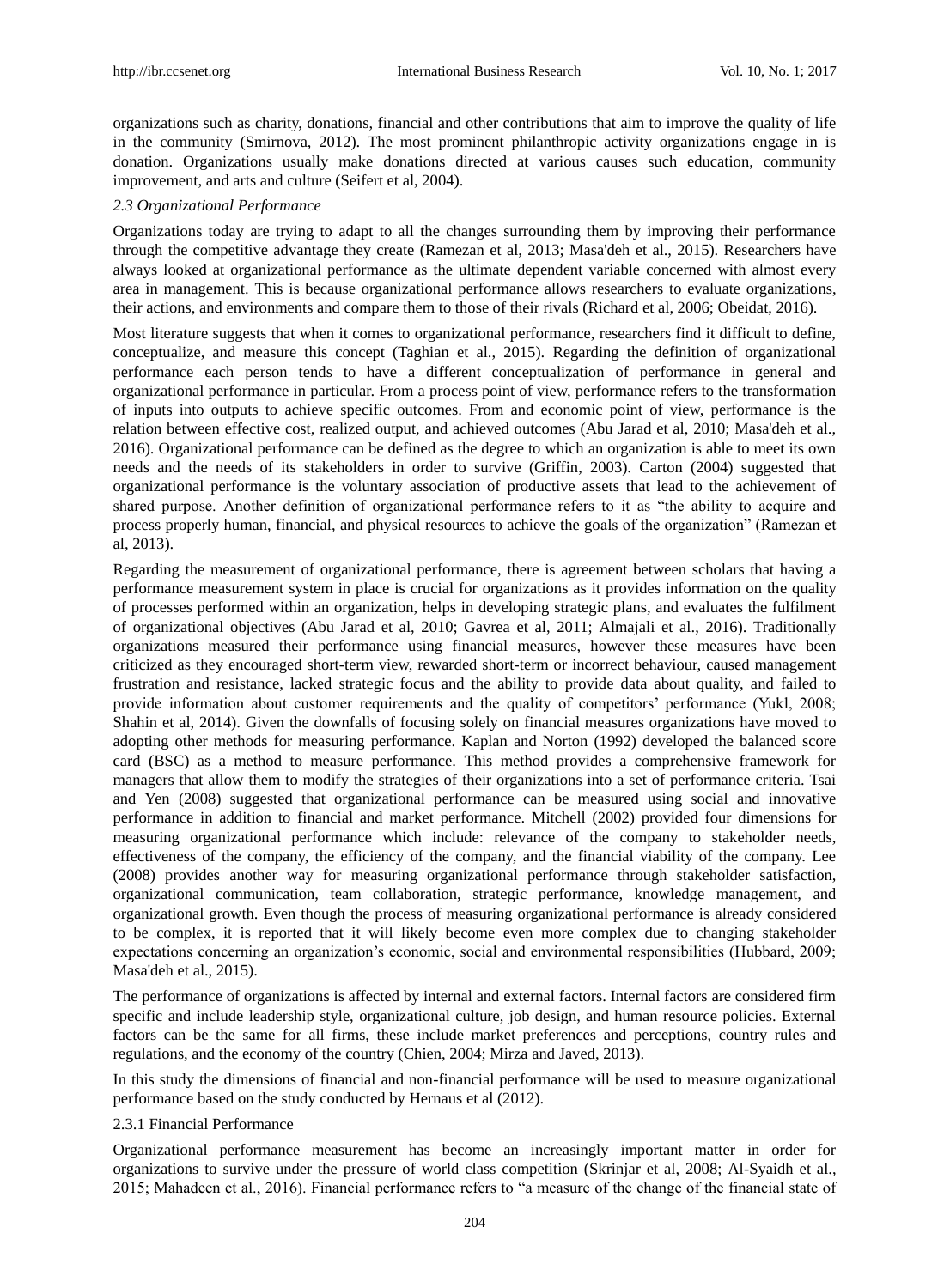organizations such as charity, donations, financial and other contributions that aim to improve the quality of life in the community (Smirnova, 2012). The most prominent philanthropic activity organizations engage in is donation. Organizations usually make donations directed at various causes such education, community improvement, and arts and culture (Seifert et al, 2004).

### *2.3 Organizational Performance*

Organizations today are trying to adapt to all the changes surrounding them by improving their performance through the competitive advantage they create (Ramezan et al, 2013; Masa'deh et al., 2015). Researchers have always looked at organizational performance as the ultimate dependent variable concerned with almost every area in management. This is because organizational performance allows researchers to evaluate organizations, their actions, and environments and compare them to those of their rivals (Richard et al, 2006; Obeidat, 2016).

Most literature suggests that when it comes to organizational performance, researchers find it difficult to define, conceptualize, and measure this concept (Taghian et al., 2015). Regarding the definition of organizational performance each person tends to have a different conceptualization of performance in general and organizational performance in particular. From a process point of view, performance refers to the transformation of inputs into outputs to achieve specific outcomes. From and economic point of view, performance is the relation between effective cost, realized output, and achieved outcomes (Abu Jarad et al, 2010; Masa'deh et al., 2016). Organizational performance can be defined as the degree to which an organization is able to meet its own needs and the needs of its stakeholders in order to survive (Griffin, 2003). Carton (2004) suggested that organizational performance is the voluntary association of productive assets that lead to the achievement of shared purpose. Another definition of organizational performance refers to it as "the ability to acquire and process properly human, financial, and physical resources to achieve the goals of the organization" (Ramezan et al, 2013).

Regarding the measurement of organizational performance, there is agreement between scholars that having a performance measurement system in place is crucial for organizations as it provides information on the quality of processes performed within an organization, helps in developing strategic plans, and evaluates the fulfilment of organizational objectives (Abu Jarad et al, 2010; Gavrea et al, 2011; Almajali et al., 2016). Traditionally organizations measured their performance using financial measures, however these measures have been criticized as they encouraged short-term view, rewarded short-term or incorrect behaviour, caused management frustration and resistance, lacked strategic focus and the ability to provide data about quality, and failed to provide information about customer requirements and the quality of competitors' performance (Yukl, 2008; Shahin et al, 2014). Given the downfalls of focusing solely on financial measures organizations have moved to adopting other methods for measuring performance. Kaplan and Norton (1992) developed the balanced score card (BSC) as a method to measure performance. This method provides a comprehensive framework for managers that allow them to modify the strategies of their organizations into a set of performance criteria. Tsai and Yen (2008) suggested that organizational performance can be measured using social and innovative performance in addition to financial and market performance. Mitchell (2002) provided four dimensions for measuring organizational performance which include: relevance of the company to stakeholder needs, effectiveness of the company, the efficiency of the company, and the financial viability of the company. Lee (2008) provides another way for measuring organizational performance through stakeholder satisfaction, organizational communication, team collaboration, strategic performance, knowledge management, and organizational growth. Even though the process of measuring organizational performance is already considered to be complex, it is reported that it will likely become even more complex due to changing stakeholder expectations concerning an organization's economic, social and environmental responsibilities (Hubbard, 2009; Masa'deh et al., 2015).

The performance of organizations is affected by internal and external factors. Internal factors are considered firm specific and include leadership style, organizational culture, job design, and human resource policies. External factors can be the same for all firms, these include market preferences and perceptions, country rules and regulations, and the economy of the country (Chien, 2004; Mirza and Javed, 2013).

In this study the dimensions of financial and non-financial performance will be used to measure organizational performance based on the study conducted by Hernaus et al (2012).

#### 2.3.1 Financial Performance

Organizational performance measurement has become an increasingly important matter in order for organizations to survive under the pressure of world class competition (Skrinjar et al, 2008; Al-Syaidh et al., 2015; Mahadeen et al., 2016). Financial performance refers to "a measure of the change of the financial state of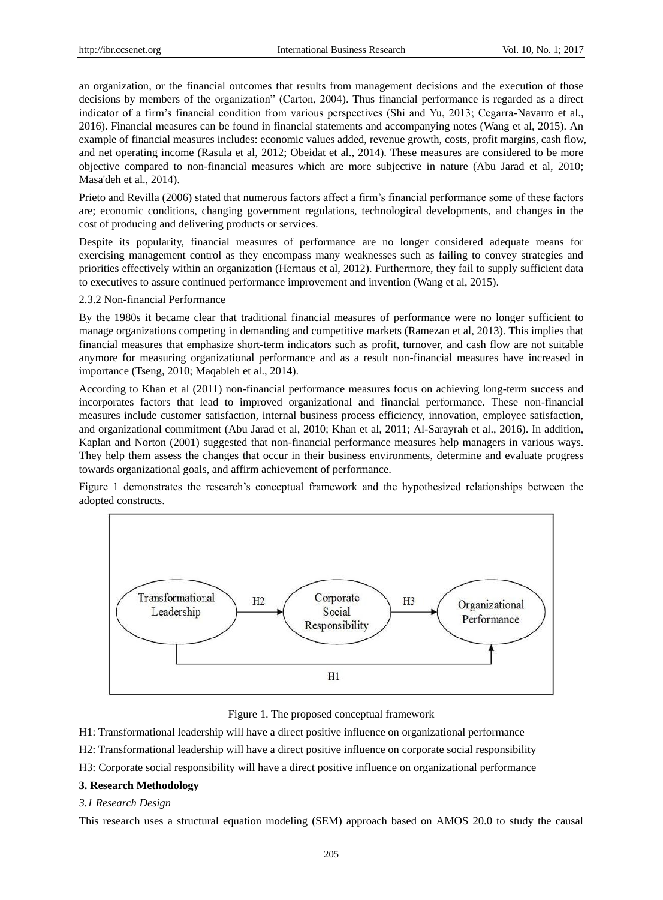an organization, or the financial outcomes that results from management decisions and the execution of those decisions by members of the organization" (Carton, 2004). Thus financial performance is regarded as a direct indicator of a firm's financial condition from various perspectives (Shi and Yu, 2013; Cegarra-Navarro et al., 2016). Financial measures can be found in financial statements and accompanying notes (Wang et al, 2015). An example of financial measures includes: economic values added, revenue growth, costs, profit margins, cash flow, and net operating income (Rasula et al, 2012; Obeidat et al., 2014). These measures are considered to be more objective compared to non-financial measures which are more subjective in nature (Abu Jarad et al, 2010; Masa'deh et al., 2014).

Prieto and Revilla (2006) stated that numerous factors affect a firm's financial performance some of these factors are; economic conditions, changing government regulations, technological developments, and changes in the cost of producing and delivering products or services.

Despite its popularity, financial measures of performance are no longer considered adequate means for exercising management control as they encompass many weaknesses such as failing to convey strategies and priorities effectively within an organization (Hernaus et al, 2012). Furthermore, they fail to supply sufficient data to executives to assure continued performance improvement and invention (Wang et al, 2015).

#### 2.3.2 Non-financial Performance

By the 1980s it became clear that traditional financial measures of performance were no longer sufficient to manage organizations competing in demanding and competitive markets (Ramezan et al, 2013). This implies that financial measures that emphasize short-term indicators such as profit, turnover, and cash flow are not suitable anymore for measuring organizational performance and as a result non-financial measures have increased in importance (Tseng, 2010; Maqableh et al., 2014).

According to Khan et al (2011) non-financial performance measures focus on achieving long-term success and incorporates factors that lead to improved organizational and financial performance. These non-financial measures include customer satisfaction, internal business process efficiency, innovation, employee satisfaction, and organizational commitment (Abu Jarad et al, 2010; Khan et al, 2011; Al-Sarayrah et al., 2016). In addition, Kaplan and Norton (2001) suggested that non-financial performance measures help managers in various ways. They help them assess the changes that occur in their business environments, determine and evaluate progress towards organizational goals, and affirm achievement of performance.

Figure 1 demonstrates the research's conceptual framework and the hypothesized relationships between the adopted constructs.

```
Transformational Leadership --H2--> Corporate Social Responsibility --H3--> Organizational Performance
Transformational Leadership ----------------------H1----------------------> Organizational Performance
```

Figure 1. The proposed conceptual framework

H1: Transformational leadership will have a direct positive influence on organizational performance

H2: Transformational leadership will have a direct positive influence on corporate social responsibility

H3: Corporate social responsibility will have a direct positive influence on organizational performance

## 3. Research Methodology

### *3.1 Research Design*

This research uses a structural equation modeling (SEM) approach based on AMOS 20.0 to study the causal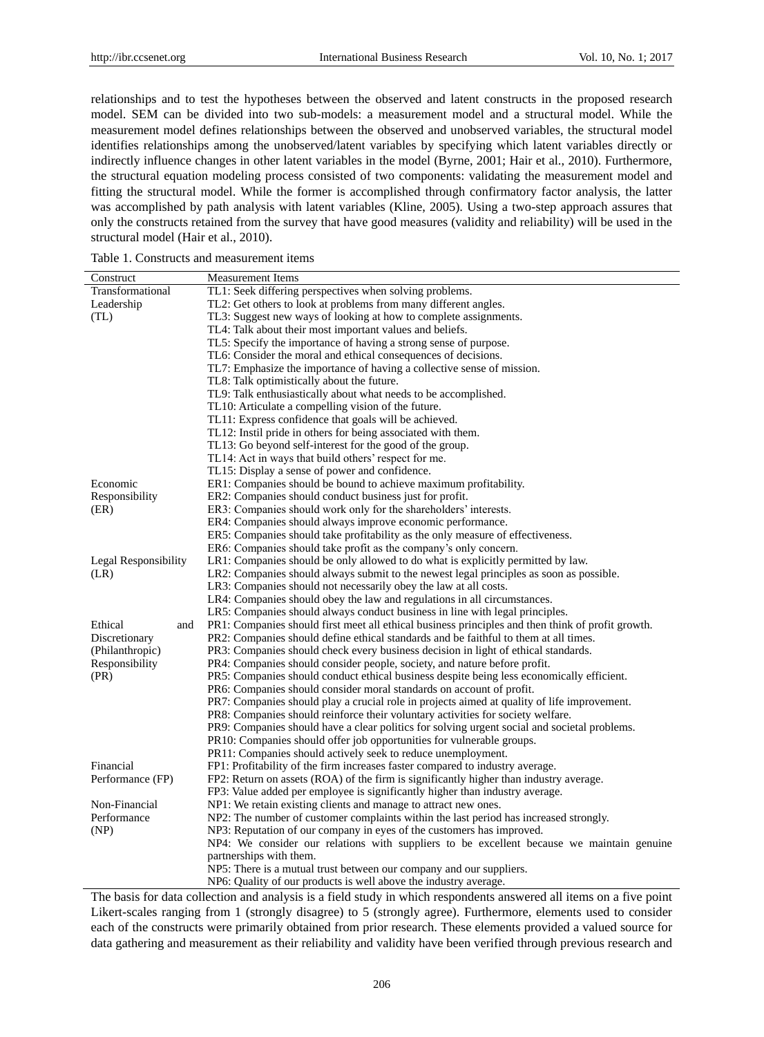relationships and to test the hypotheses between the observed and latent constructs in the proposed research model. SEM can be divided into two sub-models: a measurement model and a structural model. While the measurement model defines relationships between the observed and unobserved variables, the structural model identifies relationships among the unobserved/latent variables by specifying which latent variables directly or indirectly influence changes in other latent variables in the model (Byrne, 2001; Hair et al., 2010). Furthermore, the structural equation modeling process consisted of two components: validating the measurement model and fitting the structural model. While the former is accomplished through confirmatory factor analysis, the latter was accomplished by path analysis with latent variables (Kline, 2005). Using a two-step approach assures that only the constructs retained from the survey that have good measures (validity and reliability) will be used in the structural model (Hair et al., 2010).

Table 1. Constructs and measurement items

| Construct | Measurement Items |
|---|---|
| Transformational Leadership (TL) | TL1: Seek differing perspectives when solving problems. |
| | TL2: Get others to look at problems from many different angles. |
| | TL3: Suggest new ways of looking at how to complete assignments. |
| | TL4: Talk about their most important values and beliefs. |
| | TL5: Specify the importance of having a strong sense of purpose. |
| | TL6: Consider the moral and ethical consequences of decisions. |
| | TL7: Emphasize the importance of having a collective sense of mission. |
| | TL8: Talk optimistically about the future. |
| | TL9: Talk enthusiastically about what needs to be accomplished. |
| | TL10: Articulate a compelling vision of the future. |
| | TL11: Express confidence that goals will be achieved. |
| | TL12: Instil pride in others for being associated with them. |
| | TL13: Go beyond self-interest for the good of the group. |
| | TL14: Act in ways that build others' respect for me. |
| | TL15: Display a sense of power and confidence. |
| Economic Responsibility (ER) | ER1: Companies should be bound to achieve maximum profitability. |
| | ER2: Companies should conduct business just for profit. |
| | ER3: Companies should work only for the shareholders' interests. |
| | ER4: Companies should always improve economic performance. |
| | ER5: Companies should take profitability as the only measure of effectiveness. |
| | ER6: Companies should take profit as the company's only concern. |
| Legal Responsibility (LR) | LR1: Companies should be only allowed to do what is explicitly permitted by law. |
| | LR2: Companies should always submit to the newest legal principles as soon as possible. |
| | LR3: Companies should not necessarily obey the law at all costs. |
| | LR4: Companies should obey the law and regulations in all circumstances. |
| | LR5: Companies should always conduct business in line with legal principles. |
| Ethical and Discretionary (Philanthropic) Responsibility (PR) | PR1: Companies should first meet all ethical business principles and then think of profit growth. |
| | PR2: Companies should define ethical standards and be faithful to them at all times. |
| | PR3: Companies should check every business decision in light of ethical standards. |
| | PR4: Companies should consider people, society, and nature before profit. |
| | PR5: Companies should conduct ethical business despite being less economically efficient. |
| | PR6: Companies should consider moral standards on account of profit. |
| | PR7: Companies should play a crucial role in projects aimed at quality of life improvement. |
| | PR8: Companies should reinforce their voluntary activities for society welfare. |
| | PR9: Companies should have a clear politics for solving urgent social and societal problems. |
| | PR10: Companies should offer job opportunities for vulnerable groups. |
| | PR11: Companies should actively seek to reduce unemployment. |
| Financial Performance (FP) | FP1: Profitability of the firm increases faster compared to industry average. |
| | FP2: Return on assets (ROA) of the firm is significantly higher than industry average. |
| | FP3: Value added per employee is significantly higher than industry average. |
| Non-Financial Performance (NP) | NP1: We retain existing clients and manage to attract new ones. |
| | NP2: The number of customer complaints within the last period has increased strongly. |
| | NP3: Reputation of our company in eyes of the customers has improved. |
| | NP4: We consider our relations with suppliers to be excellent because we maintain genuine partnerships with them. |
| | NP5: There is a mutual trust between our company and our suppliers. |
| | NP6: Quality of our products is well above the industry average. |

The basis for data collection and analysis is a field study in which respondents answered all items on a five point Likert-scales ranging from 1 (strongly disagree) to 5 (strongly agree). Furthermore, elements used to consider each of the constructs were primarily obtained from prior research. These elements provided a valued source for data gathering and measurement as their reliability and validity have been verified through previous research and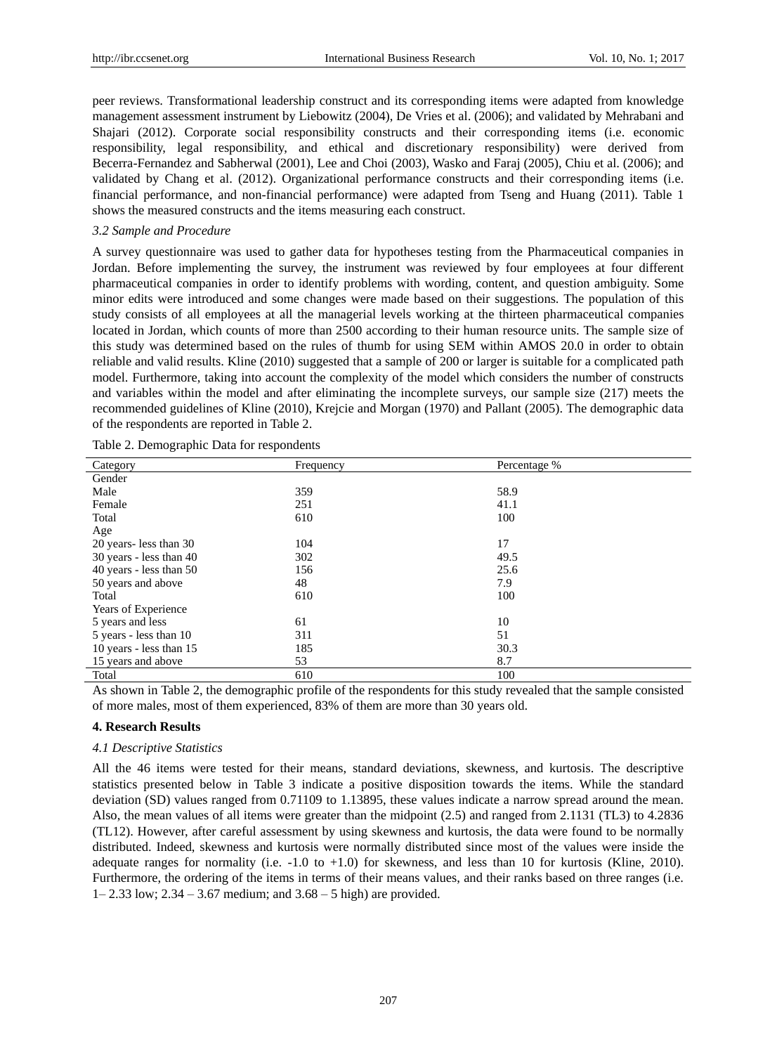peer reviews. Transformational leadership construct and its corresponding items were adapted from knowledge management assessment instrument by Liebowitz (2004), De Vries et al. (2006); and validated by Mehrabani and Shajari (2012). Corporate social responsibility constructs and their corresponding items (i.e. economic responsibility, legal responsibility, and ethical and discretionary responsibility) were derived from Becerra-Fernandez and Sabherwal (2001), Lee and Choi (2003), Wasko and Faraj (2005), Chiu et al. (2006); and validated by Chang et al. (2012). Organizational performance constructs and their corresponding items (i.e. financial performance, and non-financial performance) were adapted from Tseng and Huang (2011). Table 1 shows the measured constructs and the items measuring each construct.

### *3.2 Sample and Procedure*

A survey questionnaire was used to gather data for hypotheses testing from the Pharmaceutical companies in Jordan. Before implementing the survey, the instrument was reviewed by four employees at four different pharmaceutical companies in order to identify problems with wording, content, and question ambiguity. Some minor edits were introduced and some changes were made based on their suggestions. The population of this study consists of all employees at all the managerial levels working at the thirteen pharmaceutical companies located in Jordan, which counts of more than 2500 according to their human resource units. The sample size of this study was determined based on the rules of thumb for using SEM within AMOS 20.0 in order to obtain reliable and valid results. Kline (2010) suggested that a sample of 200 or larger is suitable for a complicated path model. Furthermore, taking into account the complexity of the model which considers the number of constructs and variables within the model and after eliminating the incomplete surveys, our sample size (217) meets the recommended guidelines of Kline (2010), Krejcie and Morgan (1970) and Pallant (2005). The demographic data of the respondents are reported in Table 2.

Table 2. Demographic Data for respondents

| Category | Frequency | Percentage % |
|---|---|---|
| Gender | | |
| Male | 359 | 58.9 |
| Female | 251 | 41.1 |
| Total | 610 | 100 |
| Age | | |
| 20 years- less than 30 | 104 | 17 |
| 30 years - less than 40 | 302 | 49.5 |
| 40 years - less than 50 | 156 | 25.6 |
| 50 years and above | 48 | 7.9 |
| Total | 610 | 100 |
| Years of Experience | | |
| 5 years and less | 61 | 10 |
| 5 years - less than 10 | 311 | 51 |
| 10 years - less than 15 | 185 | 30.3 |
| 15 years and above | 53 | 8.7 |
| Total | 610 | 100 |

As shown in Table 2, the demographic profile of the respondents for this study revealed that the sample consisted of more males, most of them experienced, 83% of them are more than 30 years old.

## 4. Research Results

### *4.1 Descriptive Statistics*

All the 46 items were tested for their means, standard deviations, skewness, and kurtosis. The descriptive statistics presented below in Table 3 indicate a positive disposition towards the items. While the standard deviation (SD) values ranged from 0.71109 to 1.13895, these values indicate a narrow spread around the mean. Also, the mean values of all items were greater than the midpoint (2.5) and ranged from 2.1131 (TL3) to 4.2836 (TL12). However, after careful assessment by using skewness and kurtosis, the data were found to be normally distributed. Indeed, skewness and kurtosis were normally distributed since most of the values were inside the adequate ranges for normality (i.e. -1.0 to +1.0) for skewness, and less than 10 for kurtosis (Kline, 2010). Furthermore, the ordering of the items in terms of their means values, and their ranks based on three ranges (i.e. 1– 2.33 low; 2.34 – 3.67 medium; and 3.68 – 5 high) are provided.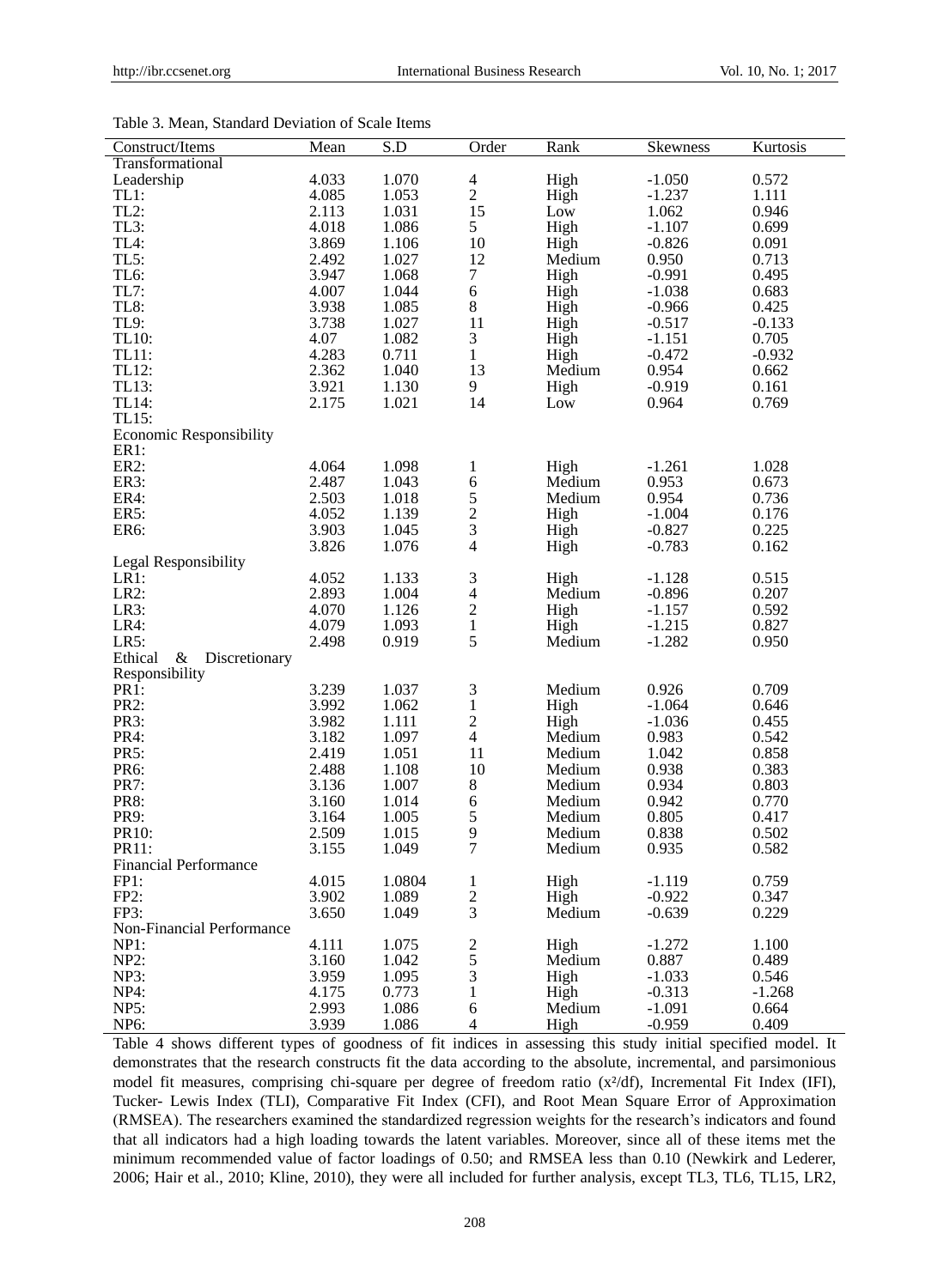Table 3. Mean, Standard Deviation of Scale Items

| Construct/Items | Mean | S.D | Order | Rank | Skewness | Kurtosis |
|---|---|---|---|---|---|---|
| Transformational Leadership | 4.033 | 1.070 | 4 | High | -1.050 | 0.572 |
| TL1: | 4.085 | 1.053 | 2 | High | -1.237 | 1.111 |
| TL2: | 2.113 | 1.031 | 15 | Low | 1.062 | 0.946 |
| TL3: | 4.018 | 1.086 | 5 | High | -1.107 | 0.699 |
| TL4: | 3.869 | 1.106 | 10 | High | -0.826 | 0.091 |
| TL5: | 2.492 | 1.027 | 12 | Medium | 0.950 | 0.713 |
| TL6: | 3.947 | 1.068 | 7 | High | -0.991 | 0.495 |
| TL7: | 4.007 | 1.044 | 6 | High | -1.038 | 0.683 |
| TL8: | 3.938 | 1.085 | 8 | High | -0.966 | 0.425 |
| TL9: | 3.738 | 1.027 | 11 | High | -0.517 | -0.133 |
| TL10: | 4.07 | 1.082 | 3 | High | -1.151 | 0.705 |
| TL11: | 4.283 | 0.711 | 1 | High | -0.472 | -0.932 |
| TL12: | 2.362 | 1.040 | 13 | Medium | 0.954 | 0.662 |
| TL13: | 3.921 | 1.130 | 9 | High | -0.919 | 0.161 |
| TL14: | 2.175 | 1.021 | 14 | Low | 0.964 | 0.769 |
| TL15: | | | | | | |
| Economic Responsibility | | | | | | |
| ER1: | | | | | | |
| ER2: | 4.064 | 1.098 | 1 | High | -1.261 | 1.028 |
| ER3: | 2.487 | 1.043 | 6 | Medium | 0.953 | 0.673 |
| ER4: | 2.503 | 1.018 | 5 | Medium | 0.954 | 0.736 |
| ER5: | 4.052 | 1.139 | 2 | High | -1.004 | 0.176 |
| ER6: | 3.903 | 1.045 | 3 | High | -0.827 | 0.225 |
| | 3.826 | 1.076 | 4 | High | -0.783 | 0.162 |
| Legal Responsibility | | | | | | |
| LR1: | 4.052 | 1.133 | 3 | High | -1.128 | 0.515 |
| LR2: | 2.893 | 1.004 | 4 | Medium | -0.896 | 0.207 |
| LR3: | 4.070 | 1.126 | 2 | High | -1.157 | 0.592 |
| LR4: | 4.079 | 1.093 | 1 | High | -1.215 | 0.827 |
| LR5: | 2.498 | 0.919 | 5 | Medium | -1.282 | 0.950 |
| Ethical & Discretionary Responsibility | | | | | | |
| PR1: | 3.239 | 1.037 | 3 | Medium | 0.926 | 0.709 |
| PR2: | 3.992 | 1.062 | 1 | High | -1.064 | 0.646 |
| PR3: | 3.982 | 1.111 | 2 | High | -1.036 | 0.455 |
| PR4: | 3.182 | 1.097 | 4 | Medium | 0.983 | 0.542 |
| PR5: | 2.419 | 1.051 | 11 | Medium | 1.042 | 0.858 |
| PR6: | 2.488 | 1.108 | 10 | Medium | 0.938 | 0.383 |
| PR7: | 3.136 | 1.007 | 8 | Medium | 0.934 | 0.803 |
| PR8: | 3.160 | 1.014 | 6 | Medium | 0.942 | 0.770 |
| PR9: | 3.164 | 1.005 | 5 | Medium | 0.805 | 0.417 |
| PR10: | 2.509 | 1.015 | 9 | Medium | 0.838 | 0.502 |
| PR11: | 3.155 | 1.049 | 7 | Medium | 0.935 | 0.582 |
| Financial Performance | | | | | | |
| FP1: | 4.015 | 1.0804 | 1 | High | -1.119 | 0.759 |
| FP2: | 3.902 | 1.089 | 2 | High | -0.922 | 0.347 |
| FP3: | 3.650 | 1.049 | 3 | Medium | -0.639 | 0.229 |
| Non-Financial Performance | | | | | | |
| NP1: | 4.111 | 1.075 | 2 | High | -1.272 | 1.100 |
| NP2: | 3.160 | 1.042 | 5 | Medium | 0.887 | 0.489 |
| NP3: | 3.959 | 1.095 | 3 | High | -1.033 | 0.546 |
| NP4: | 4.175 | 0.773 | 1 | High | -0.313 | -1.268 |
| NP5: | 2.993 | 1.086 | 6 | Medium | -1.091 | 0.664 |
| NP6: | 3.939 | 1.086 | 4 | High | -0.959 | 0.409 |

Table 4 shows different types of goodness of fit indices in assessing this study initial specified model. It demonstrates that the research constructs fit the data according to the absolute, incremental, and parsimonious model fit measures, comprising chi-square per degree of freedom ratio ($x^2$/df), Incremental Fit Index (IFI), Tucker- Lewis Index (TLI), Comparative Fit Index (CFI), and Root Mean Square Error of Approximation (RMSEA). The researchers examined the standardized regression weights for the research's indicators and found that all indicators had a high loading towards the latent variables. Moreover, since all of these items met the minimum recommended value of factor loadings of 0.50; and RMSEA less than 0.10 (Newkirk and Lederer, 2006; Hair et al., 2010; Kline, 2010), they were all included for further analysis, except TL3, TL6, TL15, LR2,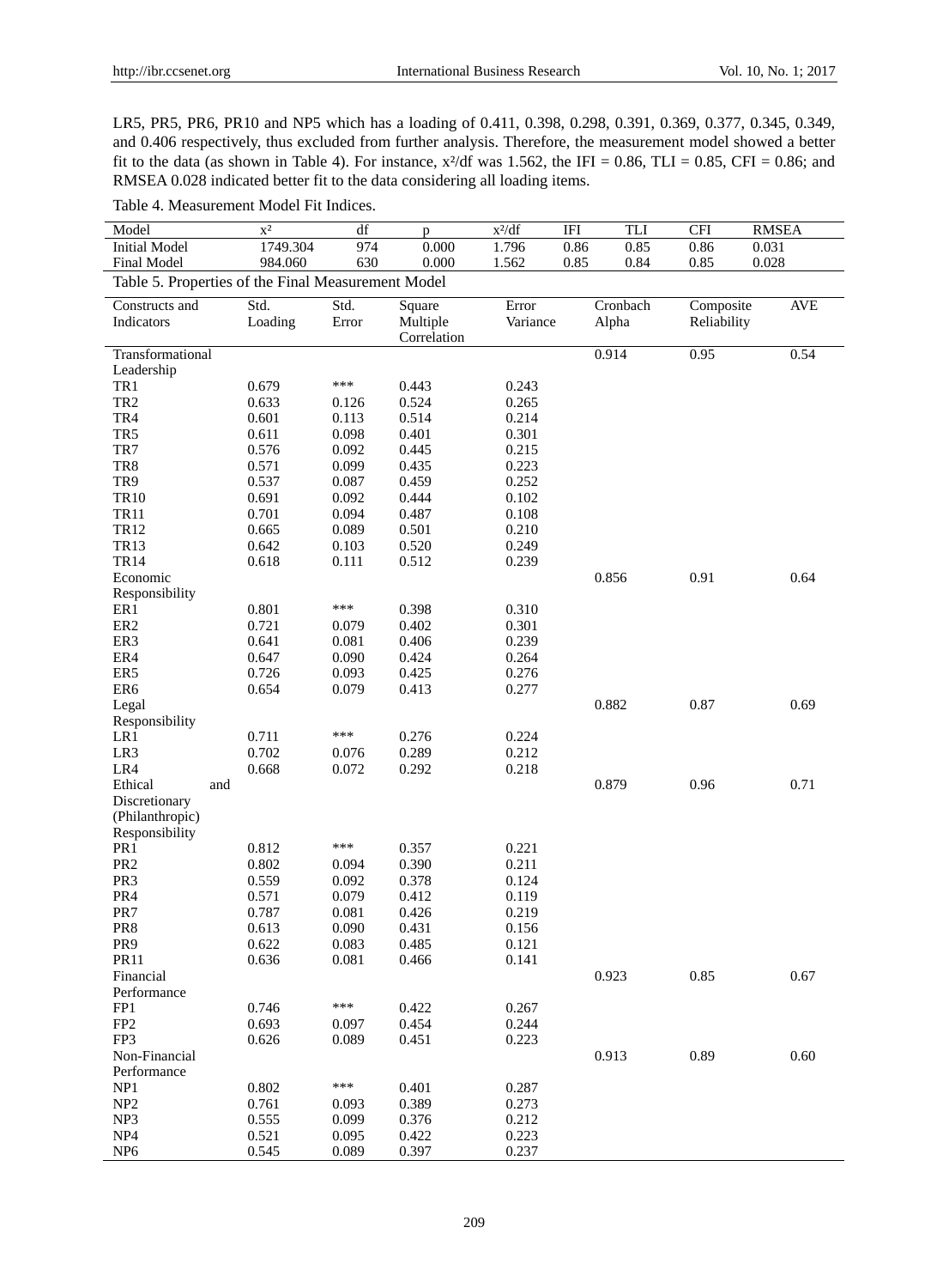LR5, PR5, PR6, PR10 and NP5 which has a loading of 0.411, 0.398, 0.298, 0.391, 0.369, 0.377, 0.345, 0.349, and 0.406 respectively, thus excluded from further analysis. Therefore, the measurement model showed a better fit to the data (as shown in Table 4). For instance, $x^2$/df was 1.562, the IFI = 0.86, TLI = 0.85, CFI = 0.86; and RMSEA 0.028 indicated better fit to the data considering all loading items.

Table 4. Measurement Model Fit Indices.

| Model | $x^2$ | df | p | $x^2$/df | IFI | TLI | CFI | RMSEA |
|---|---|---|---|---|---|---|---|---|
| Initial Model | 1749.304 | 974 | 0.000 | 1.796 | 0.86 | 0.85 | 0.86 | 0.031 |
| Final Model | 984.060 | 630 | 0.000 | 1.562 | 0.85 | 0.84 | 0.85 | 0.028 |

Table 5. Properties of the Final Measurement Model

| Constructs and Indicators | Std. Loading | Std. Error | Square Multiple Correlation | Error Variance | Cronbach Alpha | Composite Reliability | AVE |
|---|---|---|---|---|---|---|---|
| Transformational Leadership | | | | | 0.914 | 0.95 | 0.54 |
| TR1 | 0.679 | *** | 0.443 | 0.243 | | | |
| TR2 | 0.633 | 0.126 | 0.524 | 0.265 | | | |
| TR4 | 0.601 | 0.113 | 0.514 | 0.214 | | | |
| TR5 | 0.611 | 0.098 | 0.401 | 0.301 | | | |
| TR7 | 0.576 | 0.092 | 0.445 | 0.215 | | | |
| TR8 | 0.571 | 0.099 | 0.435 | 0.223 | | | |
| TR9 | 0.537 | 0.087 | 0.459 | 0.252 | | | |
| TR10 | 0.691 | 0.092 | 0.444 | 0.102 | | | |
| TR11 | 0.701 | 0.094 | 0.487 | 0.108 | | | |
| TR12 | 0.665 | 0.089 | 0.501 | 0.210 | | | |
| TR13 | 0.642 | 0.103 | 0.520 | 0.249 | | | |
| TR14 | 0.618 | 0.111 | 0.512 | 0.239 | | | |
| Economic Responsibility | | | | | 0.856 | 0.91 | 0.64 |
| ER1 | 0.801 | *** | 0.398 | 0.310 | | | |
| ER2 | 0.721 | 0.079 | 0.402 | 0.301 | | | |
| ER3 | 0.641 | 0.081 | 0.406 | 0.239 | | | |
| ER4 | 0.647 | 0.090 | 0.424 | 0.264 | | | |
| ER5 | 0.726 | 0.093 | 0.425 | 0.276 | | | |
| ER6 | 0.654 | 0.079 | 0.413 | 0.277 | | | |
| Legal Responsibility | | | | | 0.882 | 0.87 | 0.69 |
| LR1 | 0.711 | *** | 0.276 | 0.224 | | | |
| LR3 | 0.702 | 0.076 | 0.289 | 0.212 | | | |
| LR4 | 0.668 | 0.072 | 0.292 | 0.218 | | | |
| Ethical and Discretionary (Philanthropic) Responsibility | | | | | 0.879 | 0.96 | 0.71 |
| PR1 | 0.812 | *** | 0.357 | 0.221 | | | |
| PR2 | 0.802 | 0.094 | 0.390 | 0.211 | | | |
| PR3 | 0.559 | 0.092 | 0.378 | 0.124 | | | |
| PR4 | 0.571 | 0.079 | 0.412 | 0.119 | | | |
| PR7 | 0.787 | 0.081 | 0.426 | 0.219 | | | |
| PR8 | 0.613 | 0.090 | 0.431 | 0.156 | | | |
| PR9 | 0.622 | 0.083 | 0.485 | 0.121 | | | |
| PR11 | 0.636 | 0.081 | 0.466 | 0.141 | | | |
| Financial Performance | | | | | 0.923 | 0.85 | 0.67 |
| FP1 | 0.746 | *** | 0.422 | 0.267 | | | |
| FP2 | 0.693 | 0.097 | 0.454 | 0.244 | | | |
| FP3 | 0.626 | 0.089 | 0.451 | 0.223 | | | |
| Non-Financial Performance | | | | | 0.913 | 0.89 | 0.60 |
| NP1 | 0.802 | *** | 0.401 | 0.287 | | | |
| NP2 | 0.761 | 0.093 | 0.389 | 0.273 | | | |
| NP3 | 0.555 | 0.099 | 0.376 | 0.212 | | | |
| NP4 | 0.521 | 0.095 | 0.422 | 0.223 | | | |
| NP6 | 0.545 | 0.089 | 0.397 | 0.237 | | | |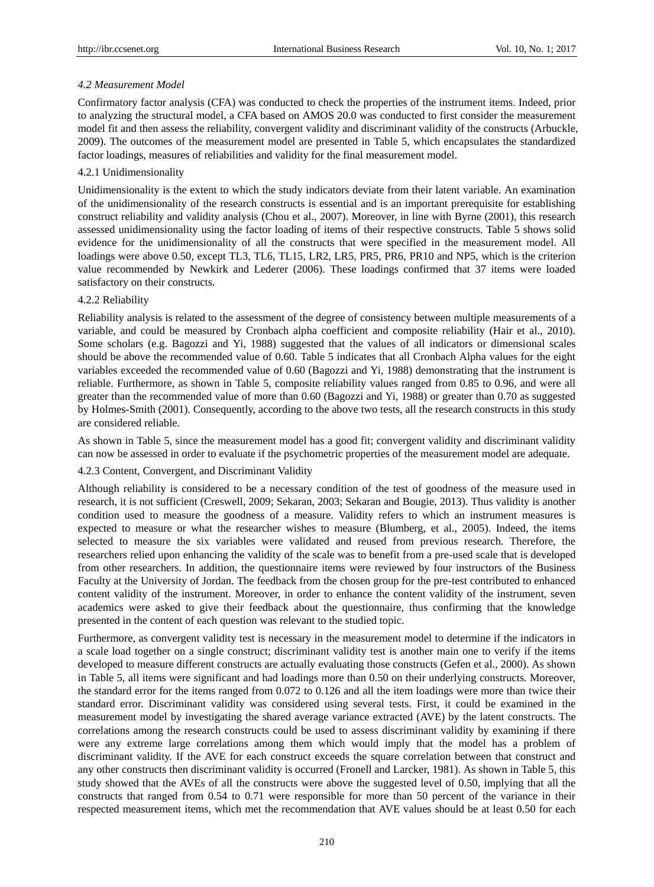### *4.2 Measurement Model*

Confirmatory factor analysis (CFA) was conducted to check the properties of the instrument items. Indeed, prior to analyzing the structural model, a CFA based on AMOS 20.0 was conducted to first consider the measurement model fit and then assess the reliability, convergent validity and discriminant validity of the constructs (Arbuckle, 2009). The outcomes of the measurement model are presented in Table 5, which encapsulates the standardized factor loadings, measures of reliabilities and validity for the final measurement model.

#### 4.2.1 Unidimensionality

Unidimensionality is the extent to which the study indicators deviate from their latent variable. An examination of the unidimensionality of the research constructs is essential and is an important prerequisite for establishing construct reliability and validity analysis (Chou et al., 2007). Moreover, in line with Byrne (2001), this research assessed unidimensionality using the factor loading of items of their respective constructs. Table 5 shows solid evidence for the unidimensionality of all the constructs that were specified in the measurement model. All loadings were above 0.50, except TL3, TL6, TL15, LR2, LR5, PR5, PR6, PR10 and NP5, which is the criterion value recommended by Newkirk and Lederer (2006). These loadings confirmed that 37 items were loaded satisfactory on their constructs.

#### 4.2.2 Reliability

Reliability analysis is related to the assessment of the degree of consistency between multiple measurements of a variable, and could be measured by Cronbach alpha coefficient and composite reliability (Hair et al., 2010). Some scholars (e.g. Bagozzi and Yi, 1988) suggested that the values of all indicators or dimensional scales should be above the recommended value of 0.60. Table 5 indicates that all Cronbach Alpha values for the eight variables exceeded the recommended value of 0.60 (Bagozzi and Yi, 1988) demonstrating that the instrument is reliable. Furthermore, as shown in Table 5, composite reliability values ranged from 0.85 to 0.96, and were all greater than the recommended value of more than 0.60 (Bagozzi and Yi, 1988) or greater than 0.70 as suggested by Holmes-Smith (2001). Consequently, according to the above two tests, all the research constructs in this study are considered reliable.

As shown in Table 5, since the measurement model has a good fit; convergent validity and discriminant validity can now be assessed in order to evaluate if the psychometric properties of the measurement model are adequate.

#### 4.2.3 Content, Convergent, and Discriminant Validity

Although reliability is considered to be a necessary condition of the test of goodness of the measure used in research, it is not sufficient (Creswell, 2009; Sekaran, 2003; Sekaran and Bougie, 2013). Thus validity is another condition used to measure the goodness of a measure. Validity refers to which an instrument measures is expected to measure or what the researcher wishes to measure (Blumberg, et al., 2005). Indeed, the items selected to measure the six variables were validated and reused from previous research. Therefore, the researchers relied upon enhancing the validity of the scale was to benefit from a pre-used scale that is developed from other researchers. In addition, the questionnaire items were reviewed by four instructors of the Business Faculty at the University of Jordan. The feedback from the chosen group for the pre-test contributed to enhanced content validity of the instrument. Moreover, in order to enhance the content validity of the instrument, seven academics were asked to give their feedback about the questionnaire, thus confirming that the knowledge presented in the content of each question was relevant to the studied topic.

Furthermore, as convergent validity test is necessary in the measurement model to determine if the indicators in a scale load together on a single construct; discriminant validity test is another main one to verify if the items developed to measure different constructs are actually evaluating those constructs (Gefen et al., 2000). As shown in Table 5, all items were significant and had loadings more than 0.50 on their underlying constructs. Moreover, the standard error for the items ranged from 0.072 to 0.126 and all the item loadings were more than twice their standard error. Discriminant validity was considered using several tests. First, it could be examined in the measurement model by investigating the shared average variance extracted (AVE) by the latent constructs. The correlations among the research constructs could be used to assess discriminant validity by examining if there were any extreme large correlations among them which would imply that the model has a problem of discriminant validity. If the AVE for each construct exceeds the square correlation between that construct and any other constructs then discriminant validity is occurred (Fronell and Larcker, 1981). As shown in Table 5, this study showed that the AVEs of all the constructs were above the suggested level of 0.50, implying that all the constructs that ranged from 0.54 to 0.71 were responsible for more than 50 percent of the variance in their respected measurement items, which met the recommendation that AVE values should be at least 0.50 for each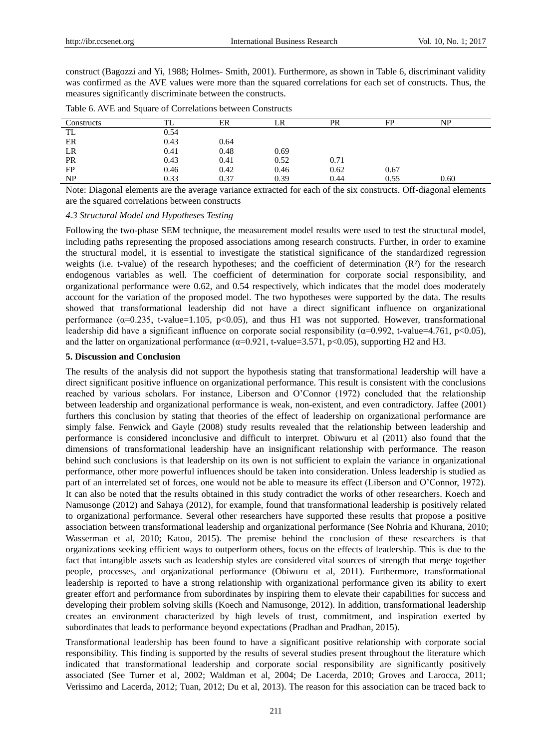construct (Bagozzi and Yi, 1988; Holmes- Smith, 2001). Furthermore, as shown in Table 6, discriminant validity was confirmed as the AVE values were more than the squared correlations for each set of constructs. Thus, the measures significantly discriminate between the constructs.

Table 6. AVE and Square of Correlations between Constructs

| Constructs | TL | ER | LR | PR | FP | NP |
|---|---|---|---|---|---|---|
| TL | 0.54 | | | | | |
| ER | 0.43 | 0.64 | | | | |
| LR | 0.41 | 0.48 | 0.69 | | | |
| PR | 0.43 | 0.41 | 0.52 | 0.71 | | |
| FP | 0.46 | 0.42 | 0.46 | 0.62 | 0.67 | |
| NP | 0.33 | 0.37 | 0.39 | 0.44 | 0.55 | 0.60 |

Note: Diagonal elements are the average variance extracted for each of the six constructs. Off-diagonal elements are the squared correlations between constructs

### *4.3 Structural Model and Hypotheses Testing*

Following the two-phase SEM technique, the measurement model results were used to test the structural model, including paths representing the proposed associations among research constructs. Further, in order to examine the structural model, it is essential to investigate the statistical significance of the standardized regression weights (i.e. t-value) of the research hypotheses; and the coefficient of determination ($R^2$) for the research endogenous variables as well. The coefficient of determination for corporate social responsibility, and organizational performance were 0.62, and 0.54 respectively, which indicates that the model does moderately account for the variation of the proposed model. The two hypotheses were supported by the data. The results showed that transformational leadership did not have a direct significant influence on organizational performance ($\alpha$=0.235, t-value=1.105, $p<0.05$), and thus H1 was not supported. However, transformational leadership did have a significant influence on corporate social responsibility ($\alpha$=0.992, t-value=4.761, $p<0.05$), and the latter on organizational performance ($\alpha$=0.921, t-value=3.571, $p<0.05$), supporting H2 and H3.

## 5. Discussion and Conclusion

The results of the analysis did not support the hypothesis stating that transformational leadership will have a direct significant positive influence on organizational performance. This result is consistent with the conclusions reached by various scholars. For instance, Liberson and O'Connor (1972) concluded that the relationship between leadership and organizational performance is weak, non-existent, and even contradictory. Jaffee (2001) furthers this conclusion by stating that theories of the effect of leadership on organizational performance are simply false. Fenwick and Gayle (2008) study results revealed that the relationship between leadership and performance is considered inconclusive and difficult to interpret. Obiwuru et al (2011) also found that the dimensions of transformational leadership have an insignificant relationship with performance. The reason behind such conclusions is that leadership on its own is not sufficient to explain the variance in organizational performance, other more powerful influences should be taken into consideration. Unless leadership is studied as part of an interrelated set of forces, one would not be able to measure its effect (Liberson and O'Connor, 1972). It can also be noted that the results obtained in this study contradict the works of other researchers. Koech and Namusonge (2012) and Sahaya (2012), for example, found that transformational leadership is positively related to organizational performance. Several other researchers have supported these results that propose a positive association between transformational leadership and organizational performance (See Nohria and Khurana, 2010; Wasserman et al, 2010; Katou, 2015). The premise behind the conclusion of these researchers is that organizations seeking efficient ways to outperform others, focus on the effects of leadership. This is due to the fact that intangible assets such as leadership styles are considered vital sources of strength that merge together people, processes, and organizational performance (Obiwuru et al, 2011). Furthermore, transformational leadership is reported to have a strong relationship with organizational performance given its ability to exert greater effort and performance from subordinates by inspiring them to elevate their capabilities for success and developing their problem solving skills (Koech and Namusonge, 2012). In addition, transformational leadership creates an environment characterized by high levels of trust, commitment, and inspiration exerted by subordinates that leads to performance beyond expectations (Pradhan and Pradhan, 2015).

Transformational leadership has been found to have a significant positive relationship with corporate social responsibility. This finding is supported by the results of several studies present throughout the literature which indicated that transformational leadership and corporate social responsibility are significantly positively associated (See Turner et al, 2002; Waldman et al, 2004; De Lacerda, 2010; Groves and Larocca, 2011; Verissimo and Lacerda, 2012; Tuan, 2012; Du et al, 2013). The reason for this association can be traced back to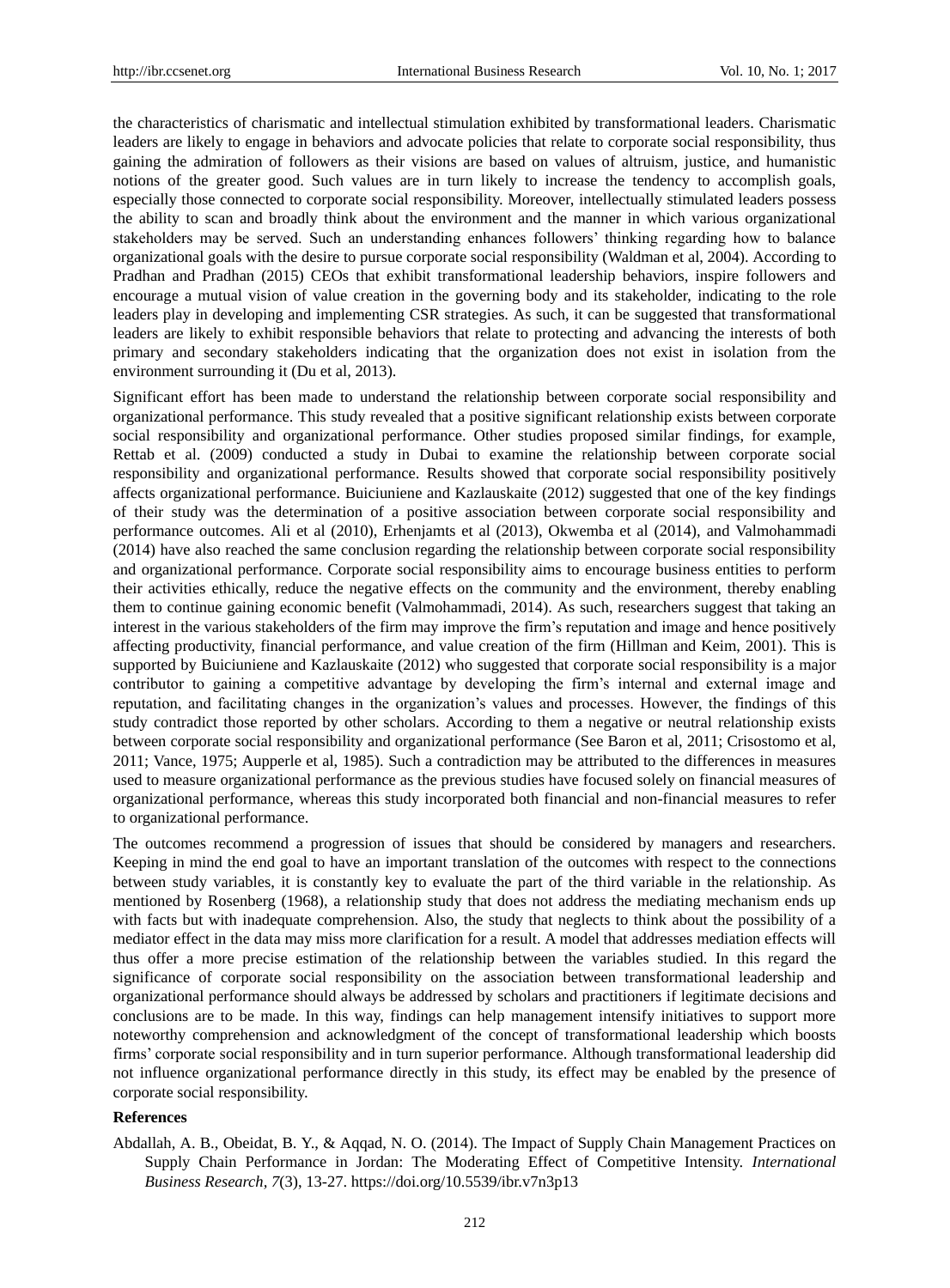the characteristics of charismatic and intellectual stimulation exhibited by transformational leaders. Charismatic leaders are likely to engage in behaviors and advocate policies that relate to corporate social responsibility, thus gaining the admiration of followers as their visions are based on values of altruism, justice, and humanistic notions of the greater good. Such values are in turn likely to increase the tendency to accomplish goals, especially those connected to corporate social responsibility. Moreover, intellectually stimulated leaders possess the ability to scan and broadly think about the environment and the manner in which various organizational stakeholders may be served. Such an understanding enhances followers' thinking regarding how to balance organizational goals with the desire to pursue corporate social responsibility (Waldman et al, 2004). According to Pradhan and Pradhan (2015) CEOs that exhibit transformational leadership behaviors, inspire followers and encourage a mutual vision of value creation in the governing body and its stakeholder, indicating to the role leaders play in developing and implementing CSR strategies. As such, it can be suggested that transformational leaders are likely to exhibit responsible behaviors that relate to protecting and advancing the interests of both primary and secondary stakeholders indicating that the organization does not exist in isolation from the environment surrounding it (Du et al, 2013).

Significant effort has been made to understand the relationship between corporate social responsibility and organizational performance. This study revealed that a positive significant relationship exists between corporate social responsibility and organizational performance. Other studies proposed similar findings, for example, Rettab et al. (2009) conducted a study in Dubai to examine the relationship between corporate social responsibility and organizational performance. Results showed that corporate social responsibility positively affects organizational performance. Buiciuniene and Kazlauskaite (2012) suggested that one of the key findings of their study was the determination of a positive association between corporate social responsibility and performance outcomes. Ali et al (2010), Erhenjamts et al (2013), Okwemba et al (2014), and Valmohammadi (2014) have also reached the same conclusion regarding the relationship between corporate social responsibility and organizational performance. Corporate social responsibility aims to encourage business entities to perform their activities ethically, reduce the negative effects on the community and the environment, thereby enabling them to continue gaining economic benefit (Valmohammadi, 2014). As such, researchers suggest that taking an interest in the various stakeholders of the firm may improve the firm's reputation and image and hence positively affecting productivity, financial performance, and value creation of the firm (Hillman and Keim, 2001). This is supported by Buiciuniene and Kazlauskaite (2012) who suggested that corporate social responsibility is a major contributor to gaining a competitive advantage by developing the firm's internal and external image and reputation, and facilitating changes in the organization's values and processes. However, the findings of this study contradict those reported by other scholars. According to them a negative or neutral relationship exists between corporate social responsibility and organizational performance (See Baron et al, 2011; Crisostomo et al, 2011; Vance, 1975; Aupperle et al, 1985). Such a contradiction may be attributed to the differences in measures used to measure organizational performance as the previous studies have focused solely on financial measures of organizational performance, whereas this study incorporated both financial and non-financial measures to refer to organizational performance.

The outcomes recommend a progression of issues that should be considered by managers and researchers. Keeping in mind the end goal to have an important translation of the outcomes with respect to the connections between study variables, it is constantly key to evaluate the part of the third variable in the relationship. As mentioned by Rosenberg (1968), a relationship study that does not address the mediating mechanism ends up with facts but with inadequate comprehension. Also, the study that neglects to think about the possibility of a mediator effect in the data may miss more clarification for a result. A model that addresses mediation effects will thus offer a more precise estimation of the relationship between the variables studied. In this regard the significance of corporate social responsibility on the association between transformational leadership and organizational performance should always be addressed by scholars and practitioners if legitimate decisions and conclusions are to be made. In this way, findings can help management intensify initiatives to support more noteworthy comprehension and acknowledgment of the concept of transformational leadership which boosts firms' corporate social responsibility and in turn superior performance. Although transformational leadership did not influence organizational performance directly in this study, its effect may be enabled by the presence of corporate social responsibility.

## References

Abdallah, A. B., Obeidat, B. Y., & Aqqad, N. O. (2014). The Impact of Supply Chain Management Practices on Supply Chain Performance in Jordan: The Moderating Effect of Competitive Intensity. *International Business Research, 7*(3), 13-27. https://doi.org/10.5539/ibr.v7n3p13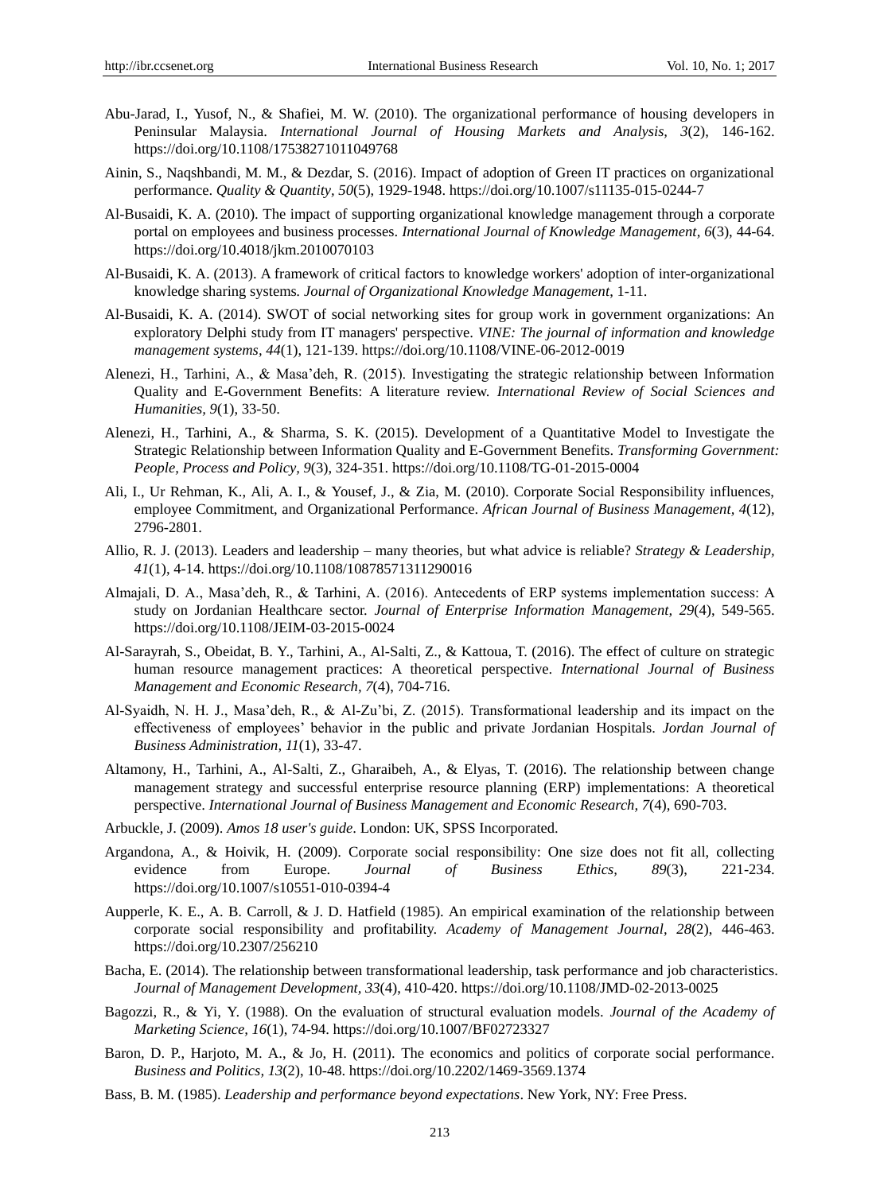Abu-Jarad, I., Yusof, N., & Shafiei, M. W. (2010). The organizational performance of housing developers in Peninsular Malaysia. *International Journal of Housing Markets and Analysis, 3*(2), 146-162. https://doi.org/10.1108/17538271011049768

Ainin, S., Naqshbandi, M. M., & Dezdar, S. (2016). Impact of adoption of Green IT practices on organizational performance. *Quality & Quantity, 50*(5), 1929-1948. https://doi.org/10.1007/s11135-015-0244-7

Al-Busaidi, K. A. (2010). The impact of supporting organizational knowledge management through a corporate portal on employees and business processes. *International Journal of Knowledge Management, 6*(3), 44-64. https://doi.org/10.4018/jkm.2010070103

Al-Busaidi, K. A. (2013). A framework of critical factors to knowledge workers' adoption of inter-organizational knowledge sharing systems. *Journal of Organizational Knowledge Management*, 1-11.

Al-Busaidi, K. A. (2014). SWOT of social networking sites for group work in government organizations: An exploratory Delphi study from IT managers' perspective. *VINE: The journal of information and knowledge management systems, 44*(1), 121-139. https://doi.org/10.1108/VINE-06-2012-0019

Alenezi, H., Tarhini, A., & Masa'deh, R. (2015). Investigating the strategic relationship between Information Quality and E-Government Benefits: A literature review. *International Review of Social Sciences and Humanities, 9*(1), 33-50.

Alenezi, H., Tarhini, A., & Sharma, S. K. (2015). Development of a Quantitative Model to Investigate the Strategic Relationship between Information Quality and E-Government Benefits. *Transforming Government: People, Process and Policy, 9*(3), 324-351. https://doi.org/10.1108/TG-01-2015-0004

Ali, I., Ur Rehman, K., Ali, A. I., & Yousef, J., & Zia, M. (2010). Corporate Social Responsibility influences, employee Commitment, and Organizational Performance. *African Journal of Business Management, 4*(12), 2796-2801.

Allio, R. J. (2013). Leaders and leadership – many theories, but what advice is reliable? *Strategy & Leadership, 41*(1), 4-14. https://doi.org/10.1108/10878571311290016

Almajali, D. A., Masa'deh, R., & Tarhini, A. (2016). Antecedents of ERP systems implementation success: A study on Jordanian Healthcare sector. *Journal of Enterprise Information Management, 29*(4), 549-565. https://doi.org/10.1108/JEIM-03-2015-0024

Al-Sarayrah, S., Obeidat, B. Y., Tarhini, A., Al-Salti, Z., & Kattoua, T. (2016). The effect of culture on strategic human resource management practices: A theoretical perspective. *International Journal of Business Management and Economic Research, 7*(4), 704-716.

Al-Syaidh, N. H. J., Masa'deh, R., & Al-Zu'bi, Z. (2015). Transformational leadership and its impact on the effectiveness of employees' behavior in the public and private Jordanian Hospitals. *Jordan Journal of Business Administration, 11*(1), 33-47.

Altamony, H., Tarhini, A., Al-Salti, Z., Gharaibeh, A., & Elyas, T. (2016). The relationship between change management strategy and successful enterprise resource planning (ERP) implementations: A theoretical perspective. *International Journal of Business Management and Economic Research, 7*(4), 690-703.

Arbuckle, J. (2009). *Amos 18 user's guide*. London: UK, SPSS Incorporated.

Argandona, A., & Hoivik, H. (2009). Corporate social responsibility: One size does not fit all, collecting evidence from Europe. *Journal of Business Ethics, 89*(3), 221-234. https://doi.org/10.1007/s10551-010-0394-4

Aupperle, K. E., A. B. Carroll, & J. D. Hatfield (1985). An empirical examination of the relationship between corporate social responsibility and profitability. *Academy of Management Journal, 28*(2), 446-463. https://doi.org/10.2307/256210

Bacha, E. (2014). The relationship between transformational leadership, task performance and job characteristics. *Journal of Management Development, 33*(4), 410-420. https://doi.org/10.1108/JMD-02-2013-0025

Bagozzi, R., & Yi, Y. (1988). On the evaluation of structural evaluation models. *Journal of the Academy of Marketing Science, 16*(1), 74-94. https://doi.org/10.1007/BF02723327

Baron, D. P., Harjoto, M. A., & Jo, H. (2011). The economics and politics of corporate social performance. *Business and Politics, 13*(2), 10-48. https://doi.org/10.2202/1469-3569.1374

Bass, B. M. (1985). *Leadership and performance beyond expectations*. New York, NY: Free Press.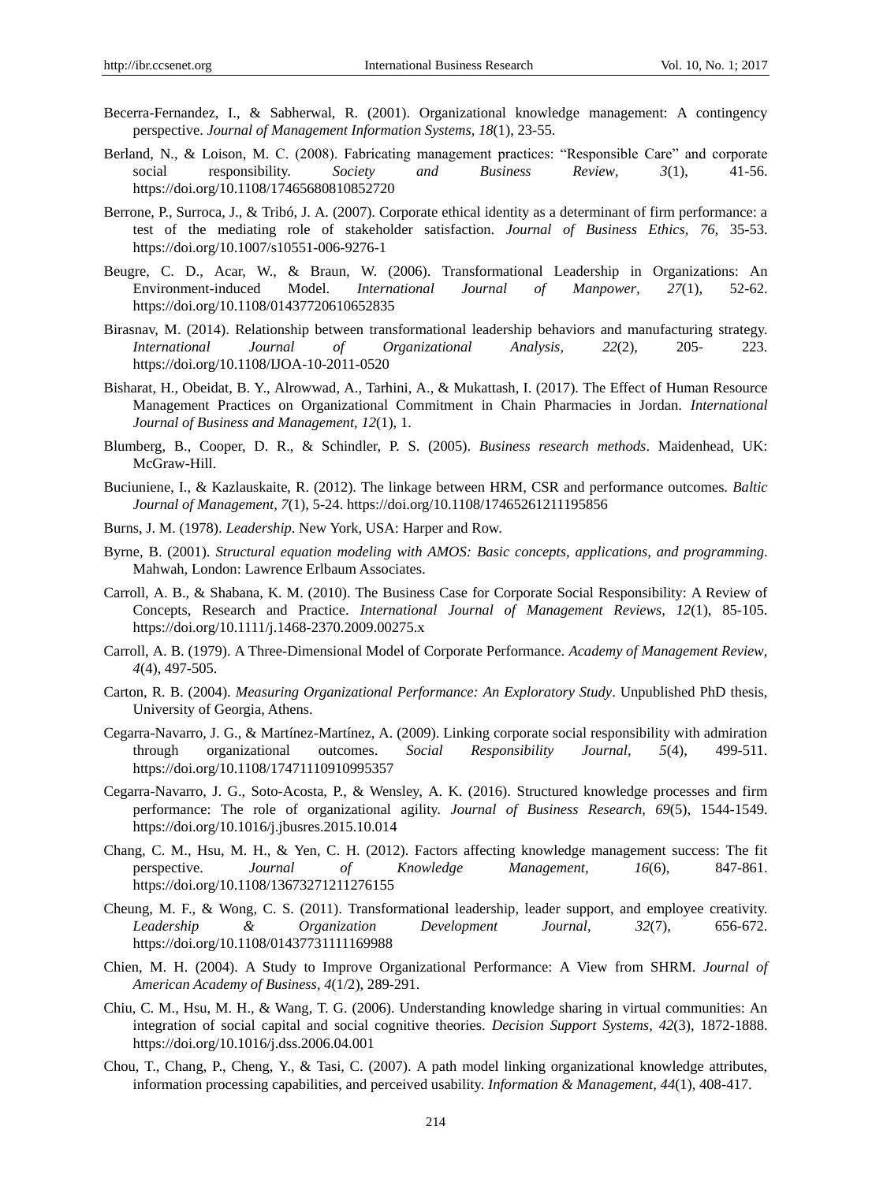Becerra-Fernandez, I., & Sabherwal, R. (2001). Organizational knowledge management: A contingency perspective. *Journal of Management Information Systems, 18*(1), 23-55.

Berland, N., & Loison, M. C. (2008). Fabricating management practices: "Responsible Care" and corporate social responsibility. *Society and Business Review, 3*(1), 41-56. https://doi.org/10.1108/17465680810852720

Berrone, P., Surroca, J., & Tribó, J. A. (2007). Corporate ethical identity as a determinant of firm performance: a test of the mediating role of stakeholder satisfaction. *Journal of Business Ethics, 76,* 35-53. https://doi.org/10.1007/s10551-006-9276-1

Beugre, C. D., Acar, W., & Braun, W. (2006). Transformational Leadership in Organizations: An Environment-induced Model. *International Journal of Manpower, 27*(1), 52-62. https://doi.org/10.1108/01437720610652835

Birasnav, M. (2014). Relationship between transformational leadership behaviors and manufacturing strategy. *International Journal of Organizational Analysis, 22*(2), 205- 223. https://doi.org/10.1108/IJOA-10-2011-0520

Bisharat, H., Obeidat, B. Y., Alrowwad, A., Tarhini, A., & Mukattash, I. (2017). The Effect of Human Resource Management Practices on Organizational Commitment in Chain Pharmacies in Jordan. *International Journal of Business and Management, 12*(1), 1.

Blumberg, B., Cooper, D. R., & Schindler, P. S. (2005). *Business research methods*. Maidenhead, UK: McGraw-Hill.

Buciuniene, I., & Kazlauskaite, R. (2012). The linkage between HRM, CSR and performance outcomes. *Baltic Journal of Management, 7*(1), 5-24. https://doi.org/10.1108/17465261211195856

Burns, J. M. (1978). *Leadership*. New York, USA: Harper and Row.

Byrne, B. (2001). *Structural equation modeling with AMOS: Basic concepts, applications, and programming*. Mahwah, London: Lawrence Erlbaum Associates.

Carroll, A. B., & Shabana, K. M. (2010). The Business Case for Corporate Social Responsibility: A Review of Concepts, Research and Practice. *International Journal of Management Reviews, 12*(1), 85-105. https://doi.org/10.1111/j.1468-2370.2009.00275.x

Carroll, A. B. (1979). A Three-Dimensional Model of Corporate Performance. *Academy of Management Review, 4*(4), 497-505.

Carton, R. B. (2004). *Measuring Organizational Performance: An Exploratory Study*. Unpublished PhD thesis, University of Georgia, Athens.

Cegarra-Navarro, J. G., & Martínez-Martínez, A. (2009). Linking corporate social responsibility with admiration through organizational outcomes. *Social Responsibility Journal, 5*(4), 499-511. https://doi.org/10.1108/17471110910995357

Cegarra-Navarro, J. G., Soto-Acosta, P., & Wensley, A. K. (2016). Structured knowledge processes and firm performance: The role of organizational agility. *Journal of Business Research, 69*(5), 1544-1549. https://doi.org/10.1016/j.jbusres.2015.10.014

Chang, C. M., Hsu, M. H., & Yen, C. H. (2012). Factors affecting knowledge management success: The fit perspective. *Journal of Knowledge Management, 16*(6), 847-861. https://doi.org/10.1108/13673271211276155

Cheung, M. F., & Wong, C. S. (2011). Transformational leadership, leader support, and employee creativity. *Leadership & Organization Development Journal, 32*(7), 656-672. https://doi.org/10.1108/01437731111169988

Chien, M. H. (2004). A Study to Improve Organizational Performance: A View from SHRM. *Journal of American Academy of Business, 4*(1/2), 289-291.

Chiu, C. M., Hsu, M. H., & Wang, T. G. (2006). Understanding knowledge sharing in virtual communities: An integration of social capital and social cognitive theories. *Decision Support Systems, 42*(3), 1872-1888. https://doi.org/10.1016/j.dss.2006.04.001

Chou, T., Chang, P., Cheng, Y., & Tasi, C. (2007). A path model linking organizational knowledge attributes, information processing capabilities, and perceived usability. *Information & Management, 44*(1), 408-417.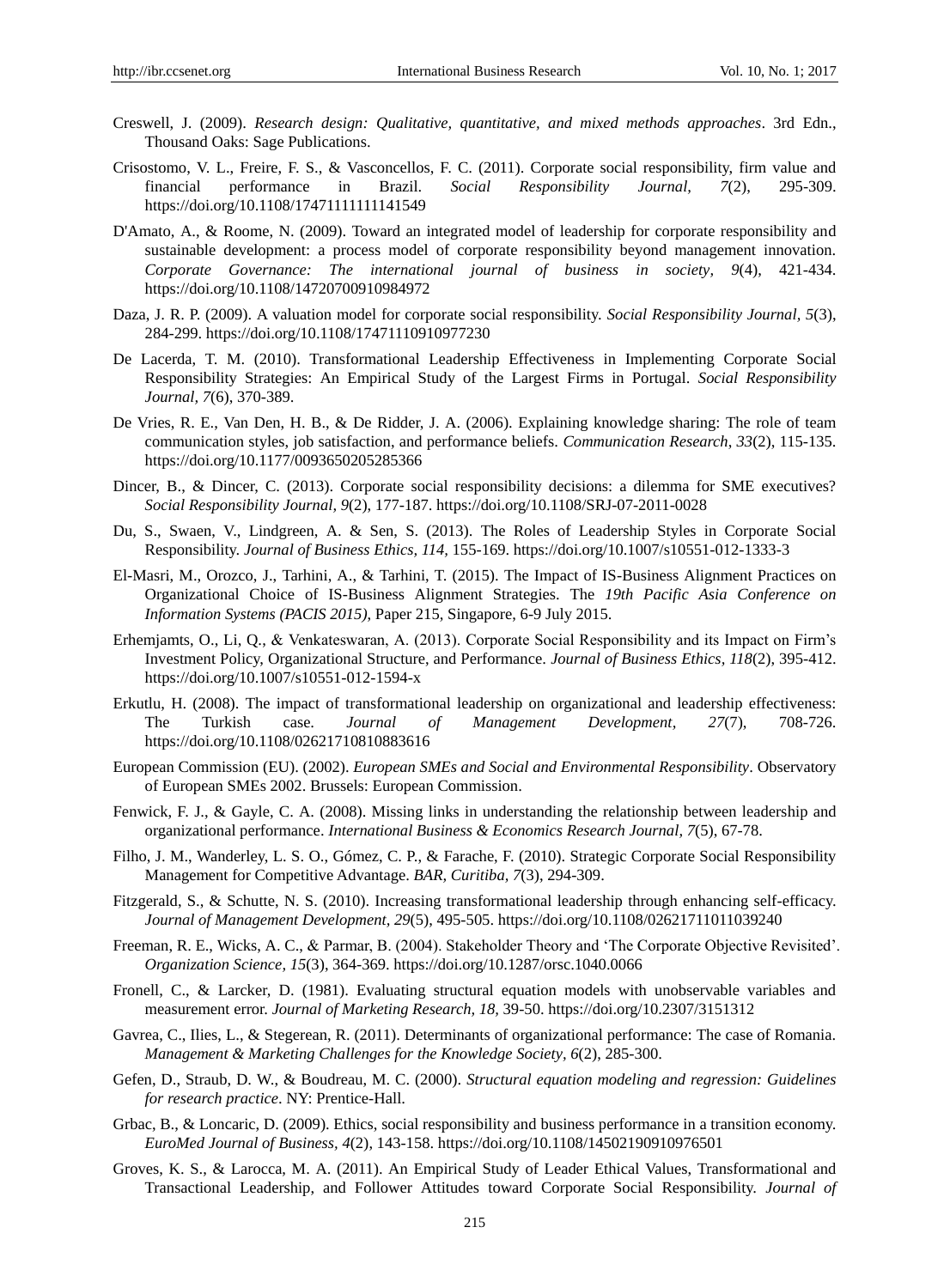Creswell, J. (2009). *Research design: Qualitative, quantitative, and mixed methods approaches*. 3rd Edn., Thousand Oaks: Sage Publications.

Crisostomo, V. L., Freire, F. S., & Vasconcellos, F. C. (2011). Corporate social responsibility, firm value and financial performance in Brazil. *Social Responsibility Journal, 7*(2), 295-309. https://doi.org/10.1108/17471111111141549

D'Amato, A., & Roome, N. (2009). Toward an integrated model of leadership for corporate responsibility and sustainable development: a process model of corporate responsibility beyond management innovation. *Corporate Governance: The international journal of business in society, 9*(4), 421-434. https://doi.org/10.1108/14720700910984972

Daza, J. R. P. (2009). A valuation model for corporate social responsibility. *Social Responsibility Journal, 5*(3), 284-299. https://doi.org/10.1108/17471110910977230

De Lacerda, T. M. (2010). Transformational Leadership Effectiveness in Implementing Corporate Social Responsibility Strategies: An Empirical Study of the Largest Firms in Portugal. *Social Responsibility Journal, 7*(6), 370-389.

De Vries, R. E., Van Den, H. B., & De Ridder, J. A. (2006). Explaining knowledge sharing: The role of team communication styles, job satisfaction, and performance beliefs. *Communication Research, 33*(2), 115-135. https://doi.org/10.1177/0093650205285366

Dincer, B., & Dincer, C. (2013). Corporate social responsibility decisions: a dilemma for SME executives? *Social Responsibility Journal, 9*(2), 177-187. https://doi.org/10.1108/SRJ-07-2011-0028

Du, S., Swaen, V., Lindgreen, A. & Sen, S. (2013). The Roles of Leadership Styles in Corporate Social Responsibility. *Journal of Business Ethics, 114*, 155-169. https://doi.org/10.1007/s10551-012-1333-3

El-Masri, M., Orozco, J., Tarhini, A., & Tarhini, T. (2015). The Impact of IS-Business Alignment Practices on Organizational Choice of IS-Business Alignment Strategies. The *19th Pacific Asia Conference on Information Systems (PACIS 2015)*, Paper 215, Singapore, 6-9 July 2015.

Erhemjamts, O., Li, Q., & Venkateswaran, A. (2013). Corporate Social Responsibility and its Impact on Firm's Investment Policy, Organizational Structure, and Performance. *Journal of Business Ethics, 118*(2), 395-412. https://doi.org/10.1007/s10551-012-1594-x

Erkutlu, H. (2008). The impact of transformational leadership on organizational and leadership effectiveness: The Turkish case. *Journal of Management Development, 27*(7), 708-726. https://doi.org/10.1108/02621710810883616

European Commission (EU). (2002). *European SMEs and Social and Environmental Responsibility*. Observatory of European SMEs 2002. Brussels: European Commission.

Fenwick, F. J., & Gayle, C. A. (2008). Missing links in understanding the relationship between leadership and organizational performance. *International Business & Economics Research Journal, 7*(5), 67-78.

Filho, J. M., Wanderley, L. S. O., Gómez, C. P., & Farache, F. (2010). Strategic Corporate Social Responsibility Management for Competitive Advantage. *BAR, Curitiba, 7*(3), 294-309.

Fitzgerald, S., & Schutte, N. S. (2010). Increasing transformational leadership through enhancing self-efficacy. *Journal of Management Development, 29*(5), 495-505. https://doi.org/10.1108/02621711011039240

Freeman, R. E., Wicks, A. C., & Parmar, B. (2004). Stakeholder Theory and 'The Corporate Objective Revisited'. *Organization Science, 15*(3), 364-369. https://doi.org/10.1287/orsc.1040.0066

Fronell, C., & Larcker, D. (1981). Evaluating structural equation models with unobservable variables and measurement error. *Journal of Marketing Research, 18*, 39-50. https://doi.org/10.2307/3151312

Gavrea, C., Ilies, L., & Stegerean, R. (2011). Determinants of organizational performance: The case of Romania. *Management & Marketing Challenges for the Knowledge Society, 6*(2), 285-300.

Gefen, D., Straub, D. W., & Boudreau, M. C. (2000). *Structural equation modeling and regression: Guidelines for research practice*. NY: Prentice-Hall.

Grbac, B., & Loncaric, D. (2009). Ethics, social responsibility and business performance in a transition economy. *EuroMed Journal of Business, 4*(2), 143-158. https://doi.org/10.1108/14502190910976501

Groves, K. S., & Larocca, M. A. (2011). An Empirical Study of Leader Ethical Values, Transformational and Transactional Leadership, and Follower Attitudes toward Corporate Social Responsibility. *Journal of*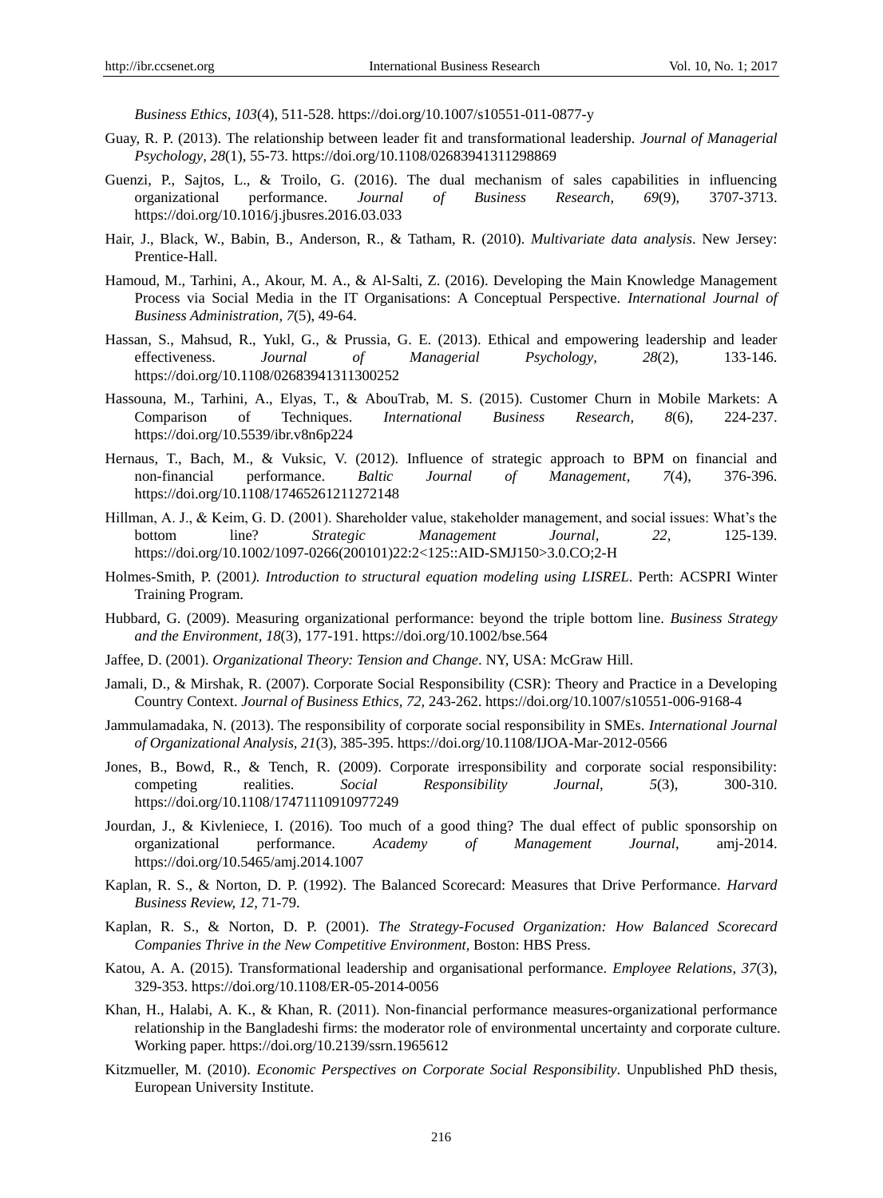*Business Ethics, 103*(4), 511-528. https://doi.org/10.1007/s10551-011-0877-y

Guay, R. P. (2013). The relationship between leader fit and transformational leadership. *Journal of Managerial Psychology, 28*(1), 55-73. https://doi.org/10.1108/02683941311298869

Guenzi, P., Sajtos, L., & Troilo, G. (2016). The dual mechanism of sales capabilities in influencing organizational performance. *Journal of Business Research, 69*(9), 3707-3713. https://doi.org/10.1016/j.jbusres.2016.03.033

Hair, J., Black, W., Babin, B., Anderson, R., & Tatham, R. (2010). *Multivariate data analysis*. New Jersey: Prentice-Hall.

Hamoud, M., Tarhini, A., Akour, M. A., & Al-Salti, Z. (2016). Developing the Main Knowledge Management Process via Social Media in the IT Organisations: A Conceptual Perspective. *International Journal of Business Administration, 7*(5), 49-64.

Hassan, S., Mahsud, R., Yukl, G., & Prussia, G. E. (2013). Ethical and empowering leadership and leader effectiveness. *Journal of Managerial Psychology, 28*(2), 133-146. https://doi.org/10.1108/02683941311300252

Hassouna, M., Tarhini, A., Elyas, T., & AbouTrab, M. S. (2015). Customer Churn in Mobile Markets: A Comparison of Techniques. *International Business Research, 8*(6), 224-237. https://doi.org/10.5539/ibr.v8n6p224

Hernaus, T., Bach, M., & Vuksic, V. (2012). Influence of strategic approach to BPM on financial and non-financial performance. *Baltic Journal of Management, 7*(4), 376-396. https://doi.org/10.1108/17465261211272148

Hillman, A. J., & Keim, G. D. (2001). Shareholder value, stakeholder management, and social issues: What's the bottom line? *Strategic Management Journal, 22,* 125-139. https://doi.org/10.1002/1097-0266(200101)22:2<125::AID-SMJ150>3.0.CO;2-H

Holmes-Smith, P. (2001*). Introduction to structural equation modeling using LISREL*. Perth: ACSPRI Winter Training Program.

Hubbard, G. (2009). Measuring organizational performance: beyond the triple bottom line. *Business Strategy and the Environment, 18*(3), 177-191. https://doi.org/10.1002/bse.564

Jaffee, D. (2001). *Organizational Theory: Tension and Change*. NY, USA: McGraw Hill.

Jamali, D., & Mirshak, R. (2007). Corporate Social Responsibility (CSR): Theory and Practice in a Developing Country Context. *Journal of Business Ethics, 72,* 243-262. https://doi.org/10.1007/s10551-006-9168-4

Jammulamadaka, N. (2013). The responsibility of corporate social responsibility in SMEs. *International Journal of Organizational Analysis, 21*(3), 385-395. https://doi.org/10.1108/IJOA-Mar-2012-0566

Jones, B., Bowd, R., & Tench, R. (2009). Corporate irresponsibility and corporate social responsibility: competing realities. *Social Responsibility Journal, 5*(3), 300-310. https://doi.org/10.1108/17471110910977249

Jourdan, J., & Kivleniece, I. (2016). Too much of a good thing? The dual effect of public sponsorship on organizational performance. *Academy of Management Journal*, amj-2014. https://doi.org/10.5465/amj.2014.1007

Kaplan, R. S., & Norton, D. P. (1992). The Balanced Scorecard: Measures that Drive Performance. *Harvard Business Review, 12,* 71-79.

Kaplan, R. S., & Norton, D. P. (2001). *The Strategy-Focused Organization: How Balanced Scorecard Companies Thrive in the New Competitive Environment*, Boston: HBS Press.

Katou, A. A. (2015). Transformational leadership and organisational performance. *Employee Relations, 37*(3), 329-353. https://doi.org/10.1108/ER-05-2014-0056

Khan, H., Halabi, A. K., & Khan, R. (2011). Non-financial performance measures-organizational performance relationship in the Bangladeshi firms: the moderator role of environmental uncertainty and corporate culture. Working paper. https://doi.org/10.2139/ssrn.1965612

Kitzmueller, M. (2010). *Economic Perspectives on Corporate Social Responsibility*. Unpublished PhD thesis, European University Institute.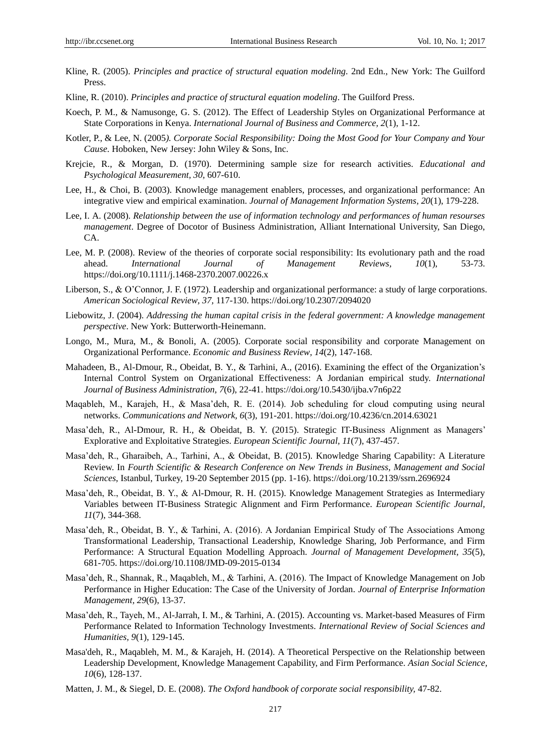Kline, R. (2005). *Principles and practice of structural equation modeling*. 2nd Edn., New York: The Guilford Press.

Kline, R. (2010). *Principles and practice of structural equation modeling*. The Guilford Press.

Koech, P. M., & Namusonge, G. S. (2012). The Effect of Leadership Styles on Organizational Performance at State Corporations in Kenya. *International Journal of Business and Commerce, 2*(1), 1-12.

Kotler, P., & Lee, N. (2005*). Corporate Social Responsibility: Doing the Most Good for Your Company and Your Cause*. Hoboken, New Jersey: John Wiley & Sons, Inc.

Krejcie, R., & Morgan, D. (1970). Determining sample size for research activities. *Educational and Psychological Measurement, 30,* 607-610.

Lee, H., & Choi, B. (2003). Knowledge management enablers, processes, and organizational performance: An integrative view and empirical examination. *Journal of Management Information Systems, 20*(1), 179-228.

Lee, I. A. (2008). *Relationship between the use of information technology and performances of human resourses management*. Degree of Docotor of Business Administration, Alliant International University, San Diego, CA.

Lee, M. P. (2008). Review of the theories of corporate social responsibility: Its evolutionary path and the road ahead. *International Journal of Management Reviews, 10*(1), 53-73. https://doi.org/10.1111/j.1468-2370.2007.00226.x

Liberson, S., & O'Connor, J. F. (1972). Leadership and organizational performance: a study of large corporations. *American Sociological Review, 37,* 117-130. https://doi.org/10.2307/2094020

Liebowitz, J. (2004). *Addressing the human capital crisis in the federal government: A knowledge management perspective*. New York: Butterworth-Heinemann.

Longo, M., Mura, M., & Bonoli, A. (2005). Corporate social responsibility and corporate Management on Organizational Performance. *Economic and Business Review, 14*(2), 147-168.

Mahadeen, B., Al-Dmour, R., Obeidat, B. Y., & Tarhini, A., (2016). Examining the effect of the Organization's Internal Control System on Organizational Effectiveness: A Jordanian empirical study. *International Journal of Business Administration, 7*(6), 22-41. https://doi.org/10.5430/ijba.v7n6p22

Maqableh, M., Karajeh, H., & Masa'deh, R. E. (2014). Job scheduling for cloud computing using neural networks. *Communications and Network, 6*(3), 191-201. https://doi.org/10.4236/cn.2014.63021

Masa'deh, R., Al-Dmour, R. H., & Obeidat, B. Y. (2015). Strategic IT-Business Alignment as Managers' Explorative and Exploitative Strategies. *European Scientific Journal, 11*(7), 437-457.

Masa'deh, R., Gharaibeh, A., Tarhini, A., & Obeidat, B. (2015). Knowledge Sharing Capability: A Literature Review. In *Fourth Scientific & Research Conference on New Trends in Business, Management and Social Sciences*, Istanbul, Turkey, 19-20 September 2015 (pp. 1-16). https://doi.org/10.2139/ssrn.2696924

Masa'deh, R., Obeidat, B. Y., & Al-Dmour, R. H. (2015). Knowledge Management Strategies as Intermediary Variables between IT-Business Strategic Alignment and Firm Performance. *European Scientific Journal, 11*(7), 344-368.

Masa'deh, R., Obeidat, B. Y., & Tarhini, A. (2016). A Jordanian Empirical Study of The Associations Among Transformational Leadership, Transactional Leadership, Knowledge Sharing, Job Performance, and Firm Performance: A Structural Equation Modelling Approach. *Journal of Management Development, 35*(5), 681-705. https://doi.org/10.1108/JMD-09-2015-0134

Masa'deh, R., Shannak, R., Maqableh, M., & Tarhini, A. (2016). The Impact of Knowledge Management on Job Performance in Higher Education: The Case of the University of Jordan. *Journal of Enterprise Information Management, 29*(6), 13-37.

Masa'deh, R., Tayeh, M., Al-Jarrah, I. M., & Tarhini, A. (2015). Accounting vs. Market-based Measures of Firm Performance Related to Information Technology Investments. *International Review of Social Sciences and Humanities, 9*(1), 129-145.

Masa'deh, R., Maqableh, M. M., & Karajeh, H. (2014). A Theoretical Perspective on the Relationship between Leadership Development, Knowledge Management Capability, and Firm Performance. *Asian Social Science, 10*(6), 128-137.

Matten, J. M., & Siegel, D. E. (2008). *The Oxford handbook of corporate social responsibility,* 47-82.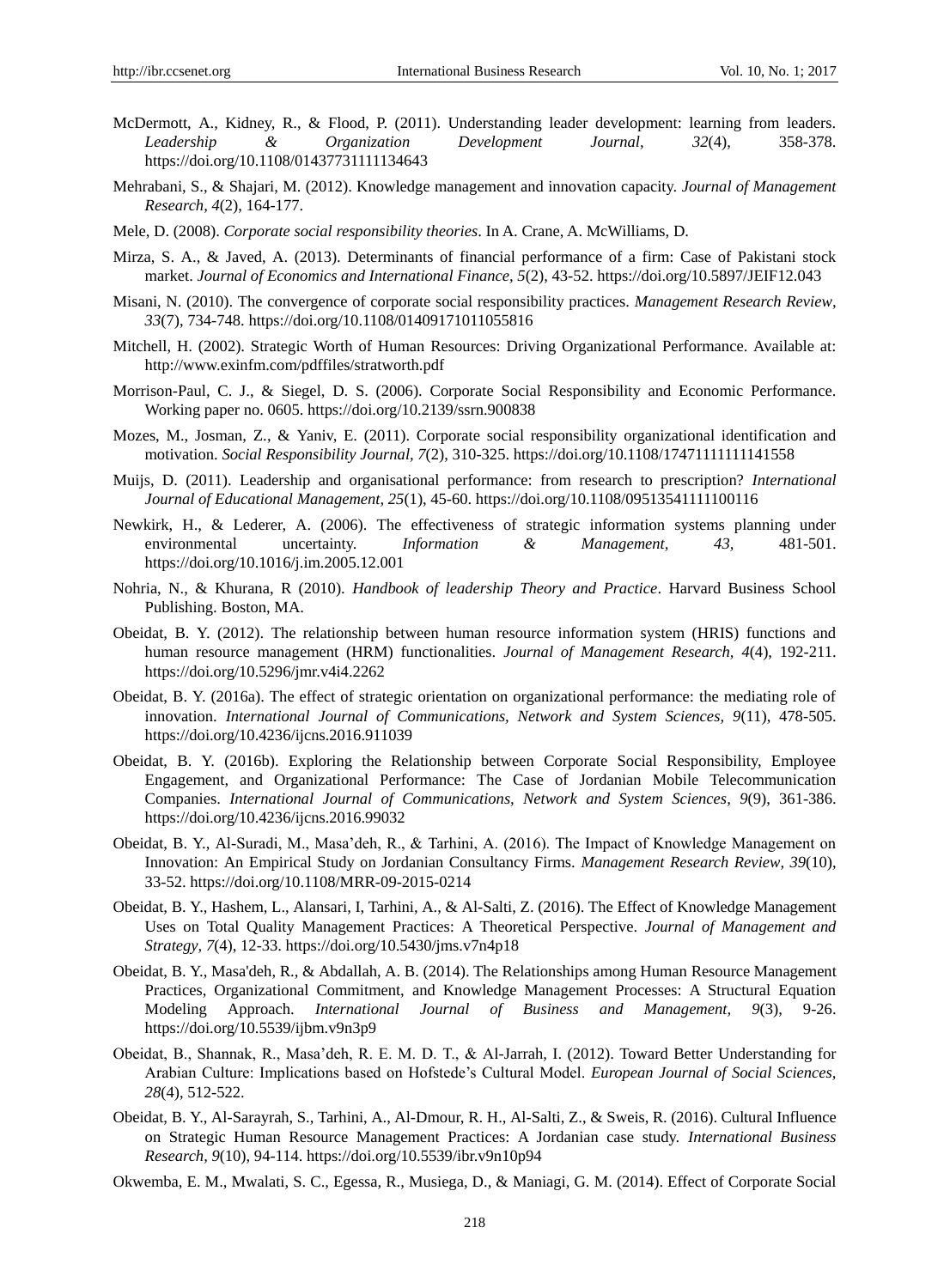McDermott, A., Kidney, R., & Flood, P. (2011). Understanding leader development: learning from leaders. *Leadership & Organization Development Journal*, *32*(4), 358-378. https://doi.org/10.1108/01437731111134643

Mehrabani, S., & Shajari, M. (2012). Knowledge management and innovation capacity. *Journal of Management Research, 4*(2), 164-177.

Mele, D. (2008). *Corporate social responsibility theories*. In A. Crane, A. McWilliams, D.

Mirza, S. A., & Javed, A. (2013). Determinants of financial performance of a firm: Case of Pakistani stock market. *Journal of Economics and International Finance, 5*(2), 43-52. https://doi.org/10.5897/JEIF12.043

Misani, N. (2010). The convergence of corporate social responsibility practices. *Management Research Review*, *33*(7), 734-748. https://doi.org/10.1108/01409171011055816

Mitchell, H. (2002). Strategic Worth of Human Resources: Driving Organizational Performance. Available at: http://www.exinfm.com/pdffiles/stratworth.pdf

Morrison-Paul, C. J., & Siegel, D. S. (2006). Corporate Social Responsibility and Economic Performance. Working paper no. 0605. https://doi.org/10.2139/ssrn.900838

Mozes, M., Josman, Z., & Yaniv, E. (2011). Corporate social responsibility organizational identification and motivation. *Social Responsibility Journal, 7*(2), 310-325. https://doi.org/10.1108/17471111111141558

Muijs, D. (2011). Leadership and organisational performance: from research to prescription? *International Journal of Educational Management*, *25*(1), 45-60. https://doi.org/10.1108/09513541111100116

Newkirk, H., & Lederer, A. (2006). The effectiveness of strategic information systems planning under environmental uncertainty. *Information & Management*, *43,* 481-501. https://doi.org/10.1016/j.im.2005.12.001

Nohria, N., & Khurana, R (2010). *Handbook of leadership Theory and Practice*. Harvard Business School Publishing. Boston, MA.

Obeidat, B. Y. (2012). The relationship between human resource information system (HRIS) functions and human resource management (HRM) functionalities. *Journal of Management Research, 4*(4), 192-211. https://doi.org/10.5296/jmr.v4i4.2262

Obeidat, B. Y. (2016a). The effect of strategic orientation on organizational performance: the mediating role of innovation. *International Journal of Communications, Network and System Sciences, 9*(11), 478-505. https://doi.org/10.4236/ijcns.2016.911039

Obeidat, B. Y. (2016b). Exploring the Relationship between Corporate Social Responsibility, Employee Engagement, and Organizational Performance: The Case of Jordanian Mobile Telecommunication Companies. *International Journal of Communications, Network and System Sciences, 9*(9), 361-386. https://doi.org/10.4236/ijcns.2016.99032

Obeidat, B. Y., Al-Suradi, M., Masa'deh, R., & Tarhini, A. (2016). The Impact of Knowledge Management on Innovation: An Empirical Study on Jordanian Consultancy Firms. *Management Research Review, 39*(10), 33-52. https://doi.org/10.1108/MRR-09-2015-0214

Obeidat, B. Y., Hashem, L., Alansari, I, Tarhini, A., & Al-Salti, Z. (2016). The Effect of Knowledge Management Uses on Total Quality Management Practices: A Theoretical Perspective. *Journal of Management and Strategy, 7*(4), 12-33. https://doi.org/10.5430/jms.v7n4p18

Obeidat, B. Y., Masa'deh, R., & Abdallah, A. B. (2014). The Relationships among Human Resource Management Practices, Organizational Commitment, and Knowledge Management Processes: A Structural Equation Modeling Approach. *International Journal of Business and Management, 9*(3), 9-26. https://doi.org/10.5539/ijbm.v9n3p9

Obeidat, B., Shannak, R., Masa'deh, R. E. M. D. T., & Al-Jarrah, I. (2012). Toward Better Understanding for Arabian Culture: Implications based on Hofstede's Cultural Model. *European Journal of Social Sciences*, *28*(4), 512-522.

Obeidat, B. Y., Al-Sarayrah, S., Tarhini, A., Al-Dmour, R. H., Al-Salti, Z., & Sweis, R. (2016). Cultural Influence on Strategic Human Resource Management Practices: A Jordanian case study. *International Business Research, 9*(10), 94-114. https://doi.org/10.5539/ibr.v9n10p94

Okwemba, E. M., Mwalati, S. C., Egessa, R., Musiega, D., & Maniagi, G. M. (2014). Effect of Corporate Social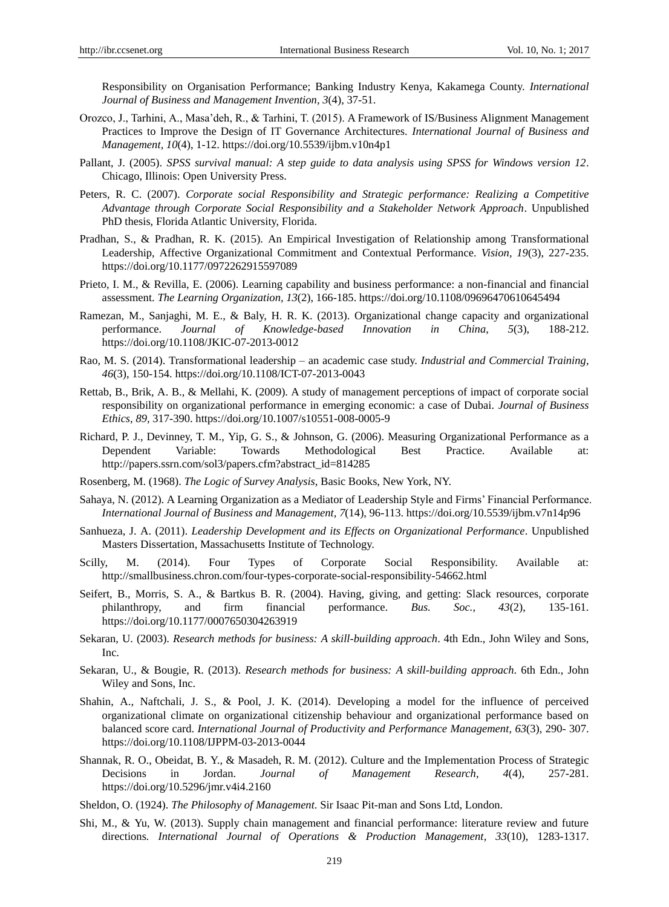Responsibility on Organisation Performance; Banking Industry Kenya, Kakamega County. *International Journal of Business and Management Invention, 3*(4), 37-51.

Orozco, J., Tarhini, A., Masa'deh, R., & Tarhini, T. (2015). A Framework of IS/Business Alignment Management Practices to Improve the Design of IT Governance Architectures. *International Journal of Business and Management, 10*(4), 1-12. https://doi.org/10.5539/ijbm.v10n4p1

Pallant, J. (2005). *SPSS survival manual: A step guide to data analysis using SPSS for Windows version 12*. Chicago, Illinois: Open University Press.

Peters, R. C. (2007). *Corporate social Responsibility and Strategic performance: Realizing a Competitive Advantage through Corporate Social Responsibility and a Stakeholder Network Approach*. Unpublished PhD thesis, Florida Atlantic University, Florida.

Pradhan, S., & Pradhan, R. K. (2015). An Empirical Investigation of Relationship among Transformational Leadership, Affective Organizational Commitment and Contextual Performance. *Vision, 19*(3), 227-235. https://doi.org/10.1177/0972262915597089

Prieto, I. M., & Revilla, E. (2006). Learning capability and business performance: a non-financial and financial assessment. *The Learning Organization, 13*(2), 166-185. https://doi.org/10.1108/09696470610645494

Ramezan, M., Sanjaghi, M. E., & Baly, H. R. K. (2013). Organizational change capacity and organizational performance. *Journal of Knowledge-based Innovation in China, 5*(3), 188-212. https://doi.org/10.1108/JKIC-07-2013-0012

Rao, M. S. (2014). Transformational leadership – an academic case study. *Industrial and Commercial Training, 46*(3), 150-154. https://doi.org/10.1108/ICT-07-2013-0043

Rettab, B., Brik, A. B., & Mellahi, K. (2009). A study of management perceptions of impact of corporate social responsibility on organizational performance in emerging economic: a case of Dubai. *Journal of Business Ethics, 89*, 317-390. https://doi.org/10.1007/s10551-008-0005-9

Richard, P. J., Devinney, T. M., Yip, G. S., & Johnson, G. (2006). Measuring Organizational Performance as a Dependent Variable: Towards Methodological Best Practice. Available at: http://papers.ssrn.com/sol3/papers.cfm?abstract_id=814285

Rosenberg, M. (1968). *The Logic of Survey Analysis*, Basic Books, New York, NY.

Sahaya, N. (2012). A Learning Organization as a Mediator of Leadership Style and Firms' Financial Performance. *International Journal of Business and Management, 7*(14), 96-113. https://doi.org/10.5539/ijbm.v7n14p96

Sanhueza, J. A. (2011). *Leadership Development and its Effects on Organizational Performance*. Unpublished Masters Dissertation, Massachusetts Institute of Technology.

Scilly, M. (2014). Four Types of Corporate Social Responsibility. Available at: http://smallbusiness.chron.com/four-types-corporate-social-responsibility-54662.html

Seifert, B., Morris, S. A., & Bartkus B. R. (2004). Having, giving, and getting: Slack resources, corporate philanthropy, and firm financial performance. *Bus. Soc., 43*(2), 135-161. https://doi.org/10.1177/0007650304263919

Sekaran, U. (2003). *Research methods for business: A skill-building approach*. 4th Edn., John Wiley and Sons, Inc.

Sekaran, U., & Bougie, R. (2013). *Research methods for business: A skill-building approach*. 6th Edn., John Wiley and Sons, Inc.

Shahin, A., Naftchali, J. S., & Pool, J. K. (2014). Developing a model for the influence of perceived organizational climate on organizational citizenship behaviour and organizational performance based on balanced score card. *International Journal of Productivity and Performance Management, 63*(3), 290- 307. https://doi.org/10.1108/IJPPM-03-2013-0044

Shannak, R. O., Obeidat, B. Y., & Masadeh, R. M. (2012). Culture and the Implementation Process of Strategic Decisions in Jordan. *Journal of Management Research, 4*(4), 257-281. https://doi.org/10.5296/jmr.v4i4.2160

Sheldon, O. (1924). *The Philosophy of Management*. Sir Isaac Pit-man and Sons Ltd, London.

Shi, M., & Yu, W. (2013). Supply chain management and financial performance: literature review and future directions. *International Journal of Operations & Production Management, 33*(10), 1283-1317.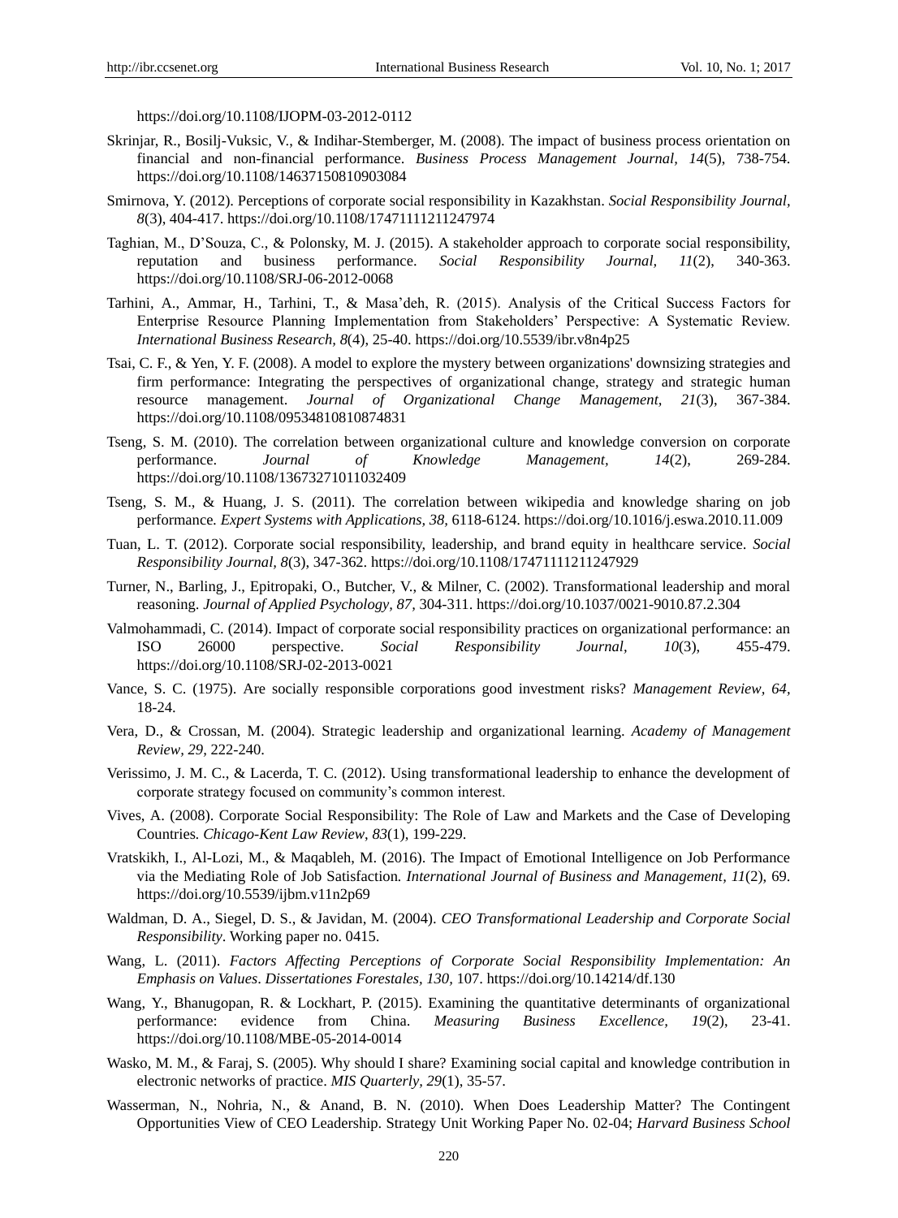https://doi.org/10.1108/IJOPM-03-2012-0112

Skrinjar, R., Bosilj-Vuksic, V., & Indihar-Stemberger, M. (2008). The impact of business process orientation on financial and non-financial performance. *Business Process Management Journal, 14*(5), 738-754. https://doi.org/10.1108/14637150810903084

Smirnova, Y. (2012). Perceptions of corporate social responsibility in Kazakhstan. *Social Responsibility Journal, 8*(3), 404-417. https://doi.org/10.1108/17471111211247974

Taghian, M., D'Souza, C., & Polonsky, M. J. (2015). A stakeholder approach to corporate social responsibility, reputation and business performance. *Social Responsibility Journal, 11*(2), 340-363. https://doi.org/10.1108/SRJ-06-2012-0068

Tarhini, A., Ammar, H., Tarhini, T., & Masa'deh, R. (2015). Analysis of the Critical Success Factors for Enterprise Resource Planning Implementation from Stakeholders' Perspective: A Systematic Review. *International Business Research, 8*(4), 25-40. https://doi.org/10.5539/ibr.v8n4p25

Tsai, C. F., & Yen, Y. F. (2008). A model to explore the mystery between organizations' downsizing strategies and firm performance: Integrating the perspectives of organizational change, strategy and strategic human resource management. *Journal of Organizational Change Management, 21*(3), 367-384. https://doi.org/10.1108/09534810810874831

Tseng, S. M. (2010). The correlation between organizational culture and knowledge conversion on corporate performance. *Journal of Knowledge Management, 14*(2), 269-284. https://doi.org/10.1108/13673271011032409

Tseng, S. M., & Huang, J. S. (2011). The correlation between wikipedia and knowledge sharing on job performance. *Expert Systems with Applications, 38,* 6118-6124. https://doi.org/10.1016/j.eswa.2010.11.009

Tuan, L. T. (2012). Corporate social responsibility, leadership, and brand equity in healthcare service. *Social Responsibility Journal, 8*(3), 347-362. https://doi.org/10.1108/17471111211247929

Turner, N., Barling, J., Epitropaki, O., Butcher, V., & Milner, C. (2002). Transformational leadership and moral reasoning. *Journal of Applied Psychology, 87,* 304-311. https://doi.org/10.1037/0021-9010.87.2.304

Valmohammadi, C. (2014). Impact of corporate social responsibility practices on organizational performance: an ISO 26000 perspective. *Social Responsibility Journal, 10*(3), 455-479. https://doi.org/10.1108/SRJ-02-2013-0021

Vance, S. C. (1975). Are socially responsible corporations good investment risks? *Management Review, 64,* 18-24.

Vera, D., & Crossan, M. (2004). Strategic leadership and organizational learning. *Academy of Management Review, 29,* 222-240.

Verissimo, J. M. C., & Lacerda, T. C. (2012). Using transformational leadership to enhance the development of corporate strategy focused on community's common interest.

Vives, A. (2008). Corporate Social Responsibility: The Role of Law and Markets and the Case of Developing Countries. *Chicago-Kent Law Review*, *83*(1), 199-229.

Vratskikh, I., Al-Lozi, M., & Maqableh, M. (2016). The Impact of Emotional Intelligence on Job Performance via the Mediating Role of Job Satisfaction. *International Journal of Business and Management, 11*(2), 69. https://doi.org/10.5539/ijbm.v11n2p69

Waldman, D. A., Siegel, D. S., & Javidan, M. (2004). *CEO Transformational Leadership and Corporate Social Responsibility*. Working paper no. 0415.

Wang, L. (2011). *Factors Affecting Perceptions of Corporate Social Responsibility Implementation: An Emphasis on Values*. *Dissertationes Forestales, 130,* 107. https://doi.org/10.14214/df.130

Wang, Y., Bhanugopan, R. & Lockhart, P. (2015). Examining the quantitative determinants of organizational performance: evidence from China. *Measuring Business Excellence, 19*(2), 23-41. https://doi.org/10.1108/MBE-05-2014-0014

Wasko, M. M., & Faraj, S. (2005). Why should I share? Examining social capital and knowledge contribution in electronic networks of practice. *MIS Quarterly, 29*(1), 35-57.

Wasserman, N., Nohria, N., & Anand, B. N. (2010). When Does Leadership Matter? The Contingent Opportunities View of CEO Leadership. Strategy Unit Working Paper No. 02-04; *Harvard Business School*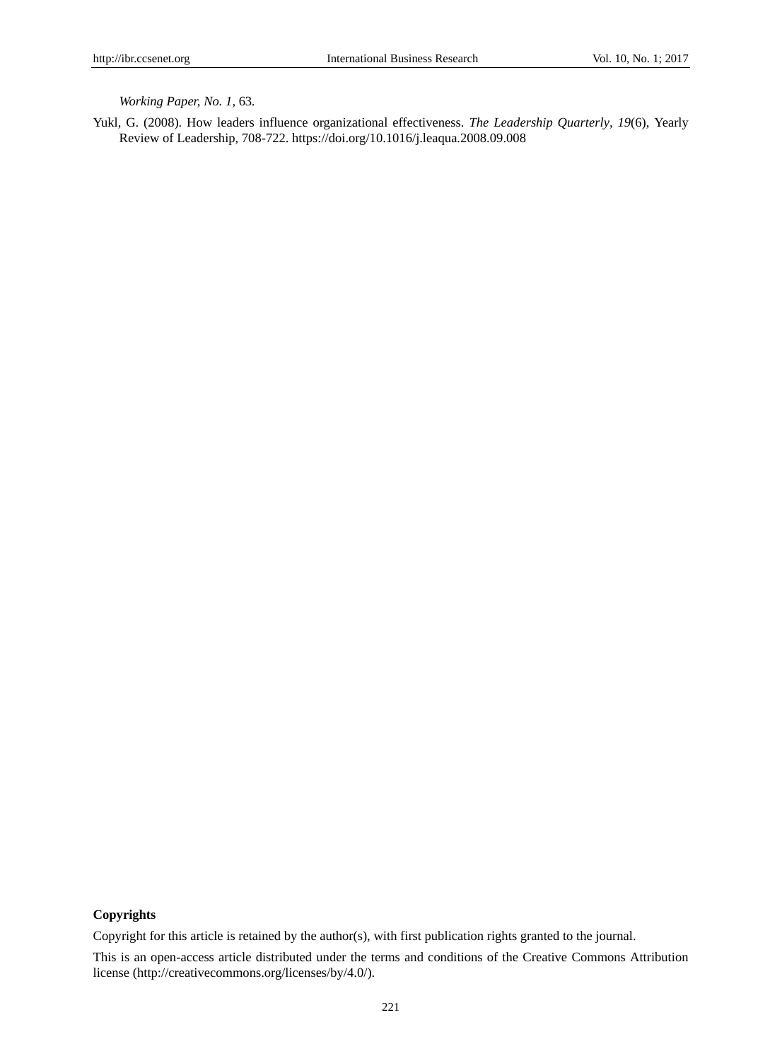*Working Paper, No. 1,* 63.

Yukl, G. (2008). How leaders influence organizational effectiveness. *The Leadership Quarterly*, *19*(6), Yearly Review of Leadership, 708-722. https://doi.org/10.1016/j.leaqua.2008.09.008

**Copyrights**

Copyright for this article is retained by the author(s), with first publication rights granted to the journal.

This is an open-access article distributed under the terms and conditions of the Creative Commons Attribution license (http://creativecommons.org/licenses/by/4.0/).